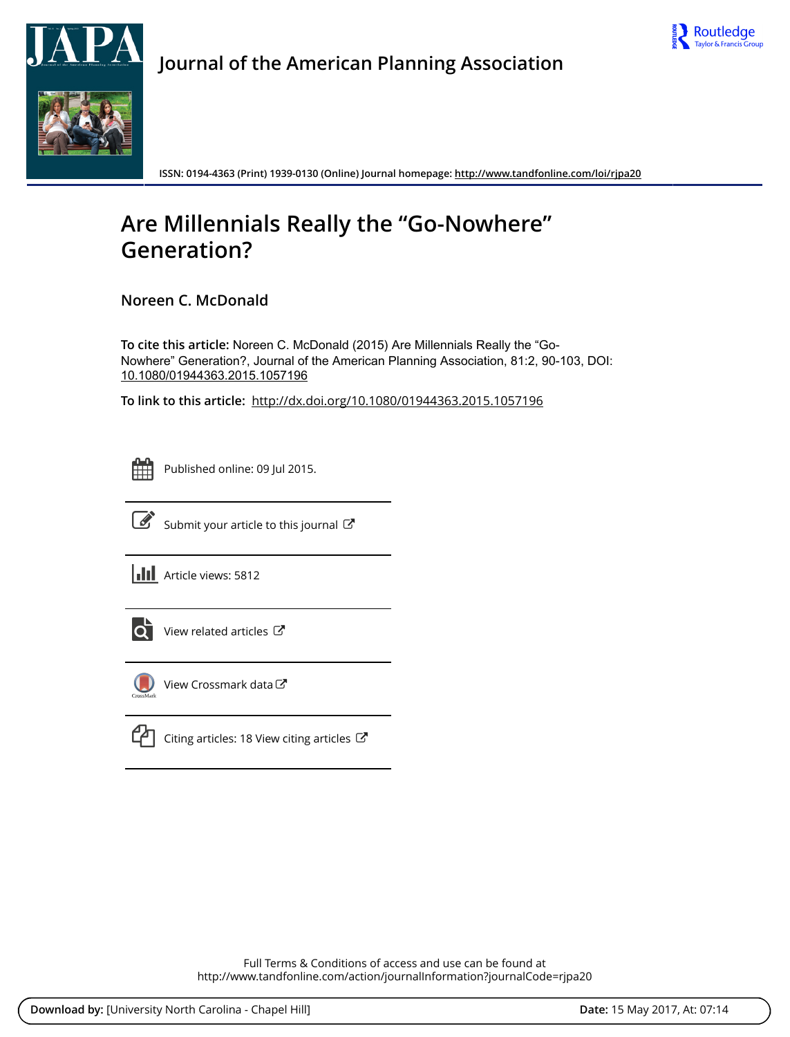# Journal of the American Planning Association

ISSN: 0194-4363 (Print) 1939-0130 (Online) Journal homepage: http://www.tandfonline.com/loi/rjpa20

# Are Millennials Really the "Go-Nowhere" Generation?

**Noreen C. McDonald**

**To cite this article:** Noreen C. McDonald (2015) Are Millennials Really the "Go-Nowhere" Generation?, Journal of the American Planning Association, 81:2, 90-103, DOI: 10.1080/01944363.2015.1057196

**To link to this article:** http://dx.doi.org/10.1080/01944363.2015.1057196

Published online: 09 Jul 2015.

Submit your article to this journal

Article views: 5812

View related articles

View Crossmark data

Citing articles: 18 View citing articles

Full Terms & Conditions of access and use can be found at
http://www.tandfonline.com/action/journalInformation?journalCode=rjpa20

**Download by:** [University North Carolina - Chapel Hill] **Date:** 15 May 2017, At: 07:14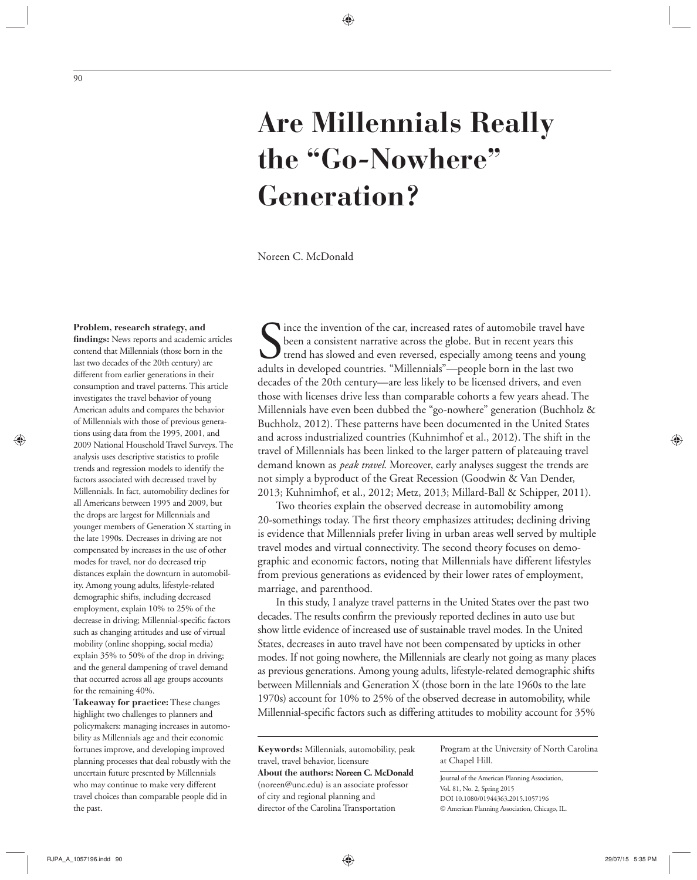# Are Millennials Really the "Go-Nowhere" Generation?

Noreen C. McDonald

**Problem, research strategy, and findings:** News reports and academic articles contend that Millennials (those born in the last two decades of the 20th century) are different from earlier generations in their consumption and travel patterns. This article investigates the travel behavior of young American adults and compares the behavior of Millennials with those of previous generations using data from the 1995, 2001, and 2009 National Household Travel Surveys. The analysis uses descriptive statistics to profile trends and regression models to identify the factors associated with decreased travel by Millennials. In fact, automobility declines for all Americans between 1995 and 2009, but the drops are largest for Millennials and younger members of Generation X starting in the late 1990s. Decreases in driving are not compensated by increases in the use of other modes for travel, nor do decreased trip distances explain the downturn in automobility. Among young adults, lifestyle-related demographic shifts, including decreased employment, explain 10% to 25% of the decrease in driving; Millennial-specific factors such as changing attitudes and use of virtual mobility (online shopping, social media) explain 35% to 50% of the drop in driving; and the general dampening of travel demand that occurred across all age groups accounts for the remaining 40%.

**Takeaway for practice:** These changes highlight two challenges to planners and policymakers: managing increases in automobility as Millennials age and their economic fortunes improve, and developing improved planning processes that deal robustly with the uncertain future presented by Millennials who may continue to make very different travel choices than comparable people did in the past.

Since the invention of the car, increased rates of automobile travel have been a consistent narrative across the globe. But in recent years this trend has slowed and even reversed, especially among teens and young adults in developed countries. "Millennials"—people born in the last two decades of the 20th century—are less likely to be licensed drivers, and even those with licenses drive less than comparable cohorts a few years ahead. The Millennials have even been dubbed the "go-nowhere" generation (Buchholz & Buchholz, 2012). These patterns have been documented in the United States and across industrialized countries (Kuhnimhof et al., 2012). The shift in the travel of Millennials has been linked to the larger pattern of plateauing travel demand known as *peak travel*. Moreover, early analyses suggest the trends are not simply a byproduct of the Great Recession (Goodwin & Van Dender, 2013; Kuhnimhof, et al., 2012; Metz, 2013; Millard-Ball & Schipper, 2011).

Two theories explain the observed decrease in automobility among 20-somethings today. The first theory emphasizes attitudes; declining driving is evidence that Millennials prefer living in urban areas well served by multiple travel modes and virtual connectivity. The second theory focuses on demographic and economic factors, noting that Millennials have different lifestyles from previous generations as evidenced by their lower rates of employment, marriage, and parenthood.

In this study, I analyze travel patterns in the United States over the past two decades. The results confirm the previously reported declines in auto use but show little evidence of increased use of sustainable travel modes. In the United States, decreases in auto travel have not been compensated by upticks in other modes. If not going nowhere, the Millennials are clearly not going as many places as previous generations. Among young adults, lifestyle-related demographic shifts between Millennials and Generation X (those born in the late 1960s to the late 1970s) account for 10% to 25% of the observed decrease in automobility, while Millennial-specific factors such as differing attitudes to mobility account for 35%

**Keywords:** Millennials, automobility, peak travel, travel behavior, licensure

**About the authors: Noreen C. McDonald** (noreen@unc.edu) is an associate professor of city and regional planning and director of the Carolina Transportation Program at the University of North Carolina at Chapel Hill.

Journal of the American Planning Association, Vol. 81, No. 2, Spring 2015
DOI 10.1080/01944363.2015.1057196
© American Planning Association, Chicago, IL.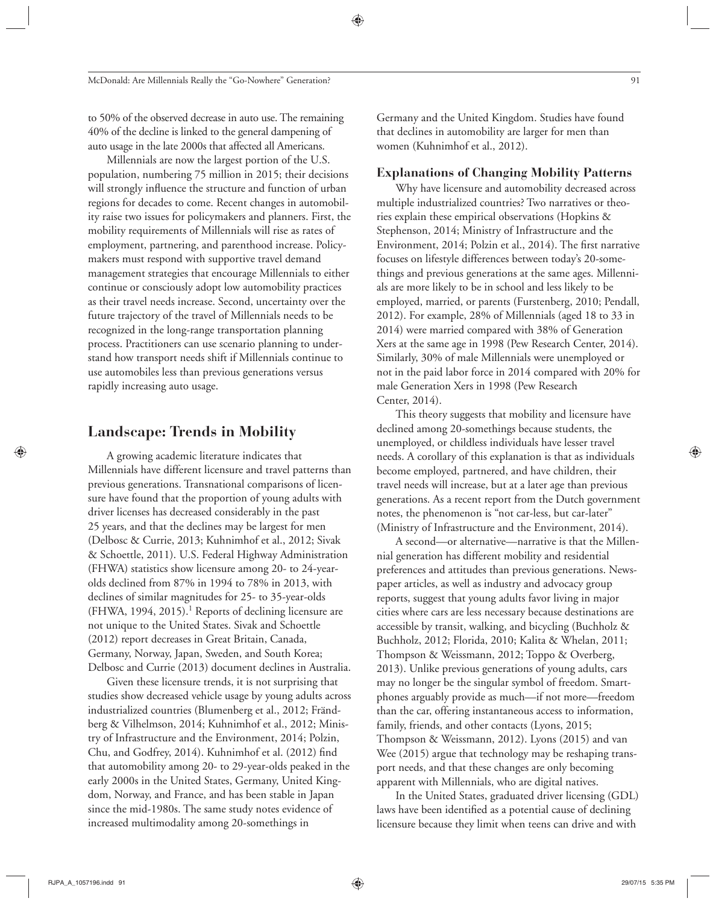to 50% of the observed decrease in auto use. The remaining 40% of the decline is linked to the general dampening of auto usage in the late 2000s that affected all Americans.

Millennials are now the largest portion of the U.S. population, numbering 75 million in 2015; their decisions will strongly influence the structure and function of urban regions for decades to come. Recent changes in automobility raise two issues for policymakers and planners. First, the mobility requirements of Millennials will rise as rates of employment, partnering, and parenthood increase. Policymakers must respond with supportive travel demand management strategies that encourage Millennials to either continue or consciously adopt low automobility practices as their travel needs increase. Second, uncertainty over the future trajectory of the travel of Millennials needs to be recognized in the long-range transportation planning process. Practitioners can use scenario planning to understand how transport needs shift if Millennials continue to use automobiles less than previous generations versus rapidly increasing auto usage.

## Landscape: Trends in Mobility

A growing academic literature indicates that Millennials have different licensure and travel patterns than previous generations. Transnational comparisons of licensure have found that the proportion of young adults with driver licenses has decreased considerably in the past 25 years, and that the declines may be largest for men (Delbosc & Currie, 2013; Kuhnimhof et al., 2012; Sivak & Schoettle, 2011). U.S. Federal Highway Administration (FHWA) statistics show licensure among 20- to 24-year-olds declined from 87% in 1994 to 78% in 2013, with declines of similar magnitudes for 25- to 35-year-olds (FHWA, 1994, 2015).[1] Reports of declining licensure are not unique to the United States. Sivak and Schoettle (2012) report decreases in Great Britain, Canada, Germany, Norway, Japan, Sweden, and South Korea; Delbosc and Currie (2013) document declines in Australia.

Given these licensure trends, it is not surprising that studies show decreased vehicle usage by young adults across industrialized countries (Blumenberg et al., 2012; Frändberg & Vilhelmson, 2014; Kuhnimhof et al., 2012; Ministry of Infrastructure and the Environment, 2014; Polzin, Chu, and Godfrey, 2014). Kuhnimhof et al. (2012) find that automobility among 20- to 29-year-olds peaked in the early 2000s in the United States, Germany, United Kingdom, Norway, and France, and has been stable in Japan since the mid-1980s. The same study notes evidence of increased multimodality among 20-somethings in Germany and the United Kingdom. Studies have found that declines in automobility are larger for men than women (Kuhnimhof et al., 2012).

### Explanations of Changing Mobility Patterns

Why have licensure and automobility decreased across multiple industrialized countries? Two narratives or theories explain these empirical observations (Hopkins & Stephenson, 2014; Ministry of Infrastructure and the Environment, 2014; Polzin et al., 2014). The first narrative focuses on lifestyle differences between today's 20-somethings and previous generations at the same ages. Millennials are more likely to be in school and less likely to be employed, married, or parents (Furstenberg, 2010; Pendall, 2012). For example, 28% of Millennials (aged 18 to 33 in 2014) were married compared with 38% of Generation Xers at the same age in 1998 (Pew Research Center, 2014). Similarly, 30% of male Millennials were unemployed or not in the paid labor force in 2014 compared with 20% for male Generation Xers in 1998 (Pew Research Center, 2014).

This theory suggests that mobility and licensure have declined among 20-somethings because students, the unemployed, or childless individuals have lesser travel needs. A corollary of this explanation is that as individuals become employed, partnered, and have children, their travel needs will increase, but at a later age than previous generations. As a recent report from the Dutch government notes, the phenomenon is "not car-less, but car-later" (Ministry of Infrastructure and the Environment, 2014).

A second—or alternative—narrative is that the Millennial generation has different mobility and residential preferences and attitudes than previous generations. Newspaper articles, as well as industry and advocacy group reports, suggest that young adults favor living in major cities where cars are less necessary because destinations are accessible by transit, walking, and bicycling (Buchholz & Buchholz, 2012; Florida, 2010; Kalita & Whelan, 2011; Thompson & Weissmann, 2012; Toppo & Overberg, 2013). Unlike previous generations of young adults, cars may no longer be the singular symbol of freedom. Smartphones arguably provide as much—if not more—freedom than the car, offering instantaneous access to information, family, friends, and other contacts (Lyons, 2015; Thompson & Weissmann, 2012). Lyons (2015) and van Wee (2015) argue that technology may be reshaping transport needs, and that these changes are only becoming apparent with Millennials, who are digital natives.

In the United States, graduated driver licensing (GDL) laws have been identified as a potential cause of declining licensure because they limit when teens can drive and with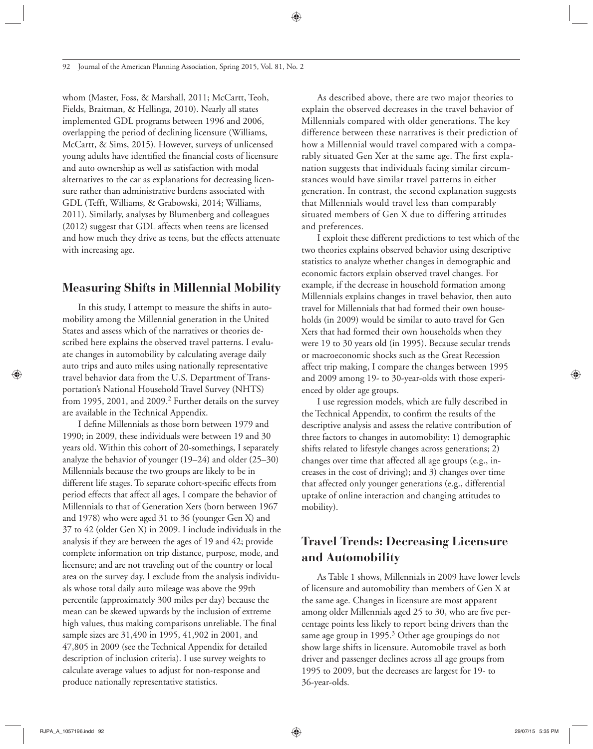whom (Master, Foss, & Marshall, 2011; McCartt, Teoh, Fields, Braitman, & Hellinga, 2010). Nearly all states implemented GDL programs between 1996 and 2006, overlapping the period of declining licensure (Williams, McCartt, & Sims, 2015). However, surveys of unlicensed young adults have identified the financial costs of licensure and auto ownership as well as satisfaction with modal alternatives to the car as explanations for decreasing licensure rather than administrative burdens associated with GDL (Tefft, Williams, & Grabowski, 2014; Williams, 2011). Similarly, analyses by Blumenberg and colleagues (2012) suggest that GDL affects when teens are licensed and how much they drive as teens, but the effects attenuate with increasing age.

## Measuring Shifts in Millennial Mobility

In this study, I attempt to measure the shifts in automobility among the Millennial generation in the United States and assess which of the narratives or theories described here explains the observed travel patterns. I evaluate changes in automobility by calculating average daily auto trips and auto miles using nationally representative travel behavior data from the U.S. Department of Transportation's National Household Travel Survey (NHTS) from 1995, 2001, and 2009.[2] Further details on the survey are available in the Technical Appendix.

I define Millennials as those born between 1979 and 1990; in 2009, these individuals were between 19 and 30 years old. Within this cohort of 20-somethings, I separately analyze the behavior of younger (19–24) and older (25–30) Millennials because the two groups are likely to be in different life stages. To separate cohort-specific effects from period effects that affect all ages, I compare the behavior of Millennials to that of Generation Xers (born between 1967 and 1978) who were aged 31 to 36 (younger Gen X) and 37 to 42 (older Gen X) in 2009. I include individuals in the analysis if they are between the ages of 19 and 42; provide complete information on trip distance, purpose, mode, and licensure; and are not traveling out of the country or local area on the survey day. I exclude from the analysis individuals whose total daily auto mileage was above the 99th percentile (approximately 300 miles per day) because the mean can be skewed upwards by the inclusion of extreme high values, thus making comparisons unreliable. The final sample sizes are 31,490 in 1995, 41,902 in 2001, and 47,805 in 2009 (see the Technical Appendix for detailed description of inclusion criteria). I use survey weights to calculate average values to adjust for non-response and produce nationally representative statistics.

As described above, there are two major theories to explain the observed decreases in the travel behavior of Millennials compared with older generations. The key difference between these narratives is their prediction of how a Millennial would travel compared with a comparably situated Gen Xer at the same age. The first explanation suggests that individuals facing similar circumstances would have similar travel patterns in either generation. In contrast, the second explanation suggests that Millennials would travel less than comparably situated members of Gen X due to differing attitudes and preferences.

I exploit these different predictions to test which of the two theories explains observed behavior using descriptive statistics to analyze whether changes in demographic and economic factors explain observed travel changes. For example, if the decrease in household formation among Millennials explains changes in travel behavior, then auto travel for Millennials that had formed their own households (in 2009) would be similar to auto travel for Gen Xers that had formed their own households when they were 19 to 30 years old (in 1995). Because secular trends or macroeconomic shocks such as the Great Recession affect trip making, I compare the changes between 1995 and 2009 among 19- to 30-year-olds with those experienced by older age groups.

I use regression models, which are fully described in the Technical Appendix, to confirm the results of the descriptive analysis and assess the relative contribution of three factors to changes in automobility: 1) demographic shifts related to lifestyle changes across generations; 2) changes over time that affected all age groups (e.g., increases in the cost of driving); and 3) changes over time that affected only younger generations (e.g., differential uptake of online interaction and changing attitudes to mobility).

## Travel Trends: Decreasing Licensure and Automobility

As Table 1 shows, Millennials in 2009 have lower levels of licensure and automobility than members of Gen X at the same age. Changes in licensure are most apparent among older Millennials aged 25 to 30, who are five percentage points less likely to report being drivers than the same age group in 1995.[3] Other age groupings do not show large shifts in licensure. Automobile travel as both driver and passenger declines across all age groups from 1995 to 2009, but the decreases are largest for 19- to 36-year-olds.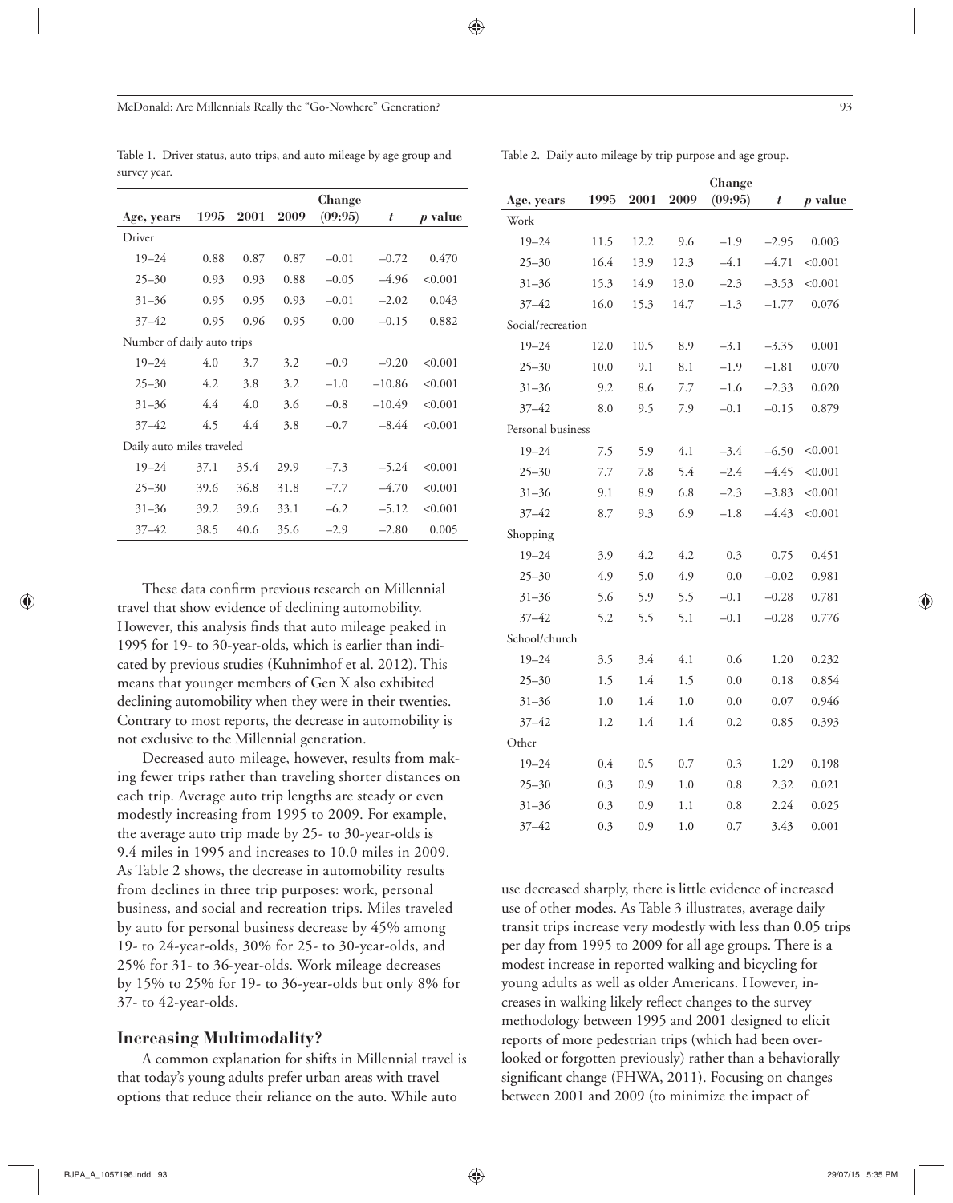Table 1. Driver status, auto trips, and auto mileage by age group and survey year.

| Age, years | 1995 | 2001 | 2009 | Change (09:95) | *t* | *p* value |
|---|---|---|---|---|---|---|
| Driver | | | | | | |
| 19–24 | 0.88 | 0.87 | 0.87 | −0.01 | −0.72 | 0.470 |
| 25–30 | 0.93 | 0.93 | 0.88 | −0.05 | −4.96 | <0.001 |
| 31–36 | 0.95 | 0.95 | 0.93 | −0.01 | −2.02 | 0.043 |
| 37–42 | 0.95 | 0.96 | 0.95 | 0.00 | −0.15 | 0.882 |
| Number of daily auto trips | | | | | | |
| 19–24 | 4.0 | 3.7 | 3.2 | −0.9 | −9.20 | <0.001 |
| 25–30 | 4.2 | 3.8 | 3.2 | −1.0 | −10.86 | <0.001 |
| 31–36 | 4.4 | 4.0 | 3.6 | −0.8 | −10.49 | <0.001 |
| 37–42 | 4.5 | 4.4 | 3.8 | −0.7 | −8.44 | <0.001 |
| Daily auto miles traveled | | | | | | |
| 19–24 | 37.1 | 35.4 | 29.9 | −7.3 | −5.24 | <0.001 |
| 25–30 | 39.6 | 36.8 | 31.8 | −7.7 | −4.70 | <0.001 |
| 31–36 | 39.2 | 39.6 | 33.1 | −6.2 | −5.12 | <0.001 |
| 37–42 | 38.5 | 40.6 | 35.6 | −2.9 | −2.80 | 0.005 |

These data confirm previous research on Millennial travel that show evidence of declining automobility. However, this analysis finds that auto mileage peaked in 1995 for 19- to 30-year-olds, which is earlier than indicated by previous studies (Kuhnimhof et al. 2012). This means that younger members of Gen X also exhibited declining automobility when they were in their twenties. Contrary to most reports, the decrease in automobility is not exclusive to the Millennial generation.

Decreased auto mileage, however, results from making fewer trips rather than traveling shorter distances on each trip. Average auto trip lengths are steady or even modestly increasing from 1995 to 2009. For example, the average auto trip made by 25- to 30-year-olds is 9.4 miles in 1995 and increases to 10.0 miles in 2009. As Table 2 shows, the decrease in automobility results from declines in three trip purposes: work, personal business, and social and recreation trips. Miles traveled by auto for personal business decrease by 45% among 19- to 24-year-olds, 30% for 25- to 30-year-olds, and 25% for 31- to 36-year-olds. Work mileage decreases by 15% to 25% for 19- to 36-year-olds but only 8% for 37- to 42-year-olds.

## Increasing Multimodality?

A common explanation for shifts in Millennial travel is that today's young adults prefer urban areas with travel options that reduce their reliance on the auto. While auto use decreased sharply, there is little evidence of increased use of other modes. As Table 3 illustrates, average daily transit trips increase very modestly with less than 0.05 trips per day from 1995 to 2009 for all age groups. There is a modest increase in reported walking and bicycling for young adults as well as older Americans. However, increases in walking likely reflect changes to the survey methodology between 1995 and 2001 designed to elicit reports of more pedestrian trips (which had been overlooked or forgotten previously) rather than a behaviorally significant change (FHWA, 2011). Focusing on changes between 2001 and 2009 (to minimize the impact of

Table 2. Daily auto mileage by trip purpose and age group.

| Age, years | 1995 | 2001 | 2009 | Change (09:95) | *t* | *p* value |
|---|---|---|---|---|---|---|
| Work | | | | | | |
| 19–24 | 11.5 | 12.2 | 9.6 | −1.9 | −2.95 | 0.003 |
| 25–30 | 16.4 | 13.9 | 12.3 | −4.1 | −4.71 | <0.001 |
| 31–36 | 15.3 | 14.9 | 13.0 | −2.3 | −3.53 | <0.001 |
| 37–42 | 16.0 | 15.3 | 14.7 | −1.3 | −1.77 | 0.076 |
| Social/recreation | | | | | | |
| 19–24 | 12.0 | 10.5 | 8.9 | −3.1 | −3.35 | 0.001 |
| 25–30 | 10.0 | 9.1 | 8.1 | −1.9 | −1.81 | 0.070 |
| 31–36 | 9.2 | 8.6 | 7.7 | −1.6 | −2.33 | 0.020 |
| 37–42 | 8.0 | 9.5 | 7.9 | −0.1 | −0.15 | 0.879 |
| Personal business | | | | | | |
| 19–24 | 7.5 | 5.9 | 4.1 | −3.4 | −6.50 | <0.001 |
| 25–30 | 7.7 | 7.8 | 5.4 | −2.4 | −4.45 | <0.001 |
| 31–36 | 9.1 | 8.9 | 6.8 | −2.3 | −3.83 | <0.001 |
| 37–42 | 8.7 | 9.3 | 6.9 | −1.8 | −4.43 | <0.001 |
| Shopping | | | | | | |
| 19–24 | 3.9 | 4.2 | 4.2 | 0.3 | 0.75 | 0.451 |
| 25–30 | 4.9 | 5.0 | 4.9 | 0.0 | −0.02 | 0.981 |
| 31–36 | 5.6 | 5.9 | 5.5 | −0.1 | −0.28 | 0.781 |
| 37–42 | 5.2 | 5.5 | 5.1 | −0.1 | −0.28 | 0.776 |
| School/church | | | | | | |
| 19–24 | 3.5 | 3.4 | 4.1 | 0.6 | 1.20 | 0.232 |
| 25–30 | 1.5 | 1.4 | 1.5 | 0.0 | 0.18 | 0.854 |
| 31–36 | 1.0 | 1.4 | 1.0 | 0.0 | 0.07 | 0.946 |
| 37–42 | 1.2 | 1.4 | 1.4 | 0.2 | 0.85 | 0.393 |
| Other | | | | | | |
| 19–24 | 0.4 | 0.5 | 0.7 | 0.3 | 1.29 | 0.198 |
| 25–30 | 0.3 | 0.9 | 1.0 | 0.8 | 2.32 | 0.021 |
| 31–36 | 0.3 | 0.9 | 1.1 | 0.8 | 2.24 | 0.025 |
| 37–42 | 0.3 | 0.9 | 1.0 | 0.7 | 3.43 | 0.001 |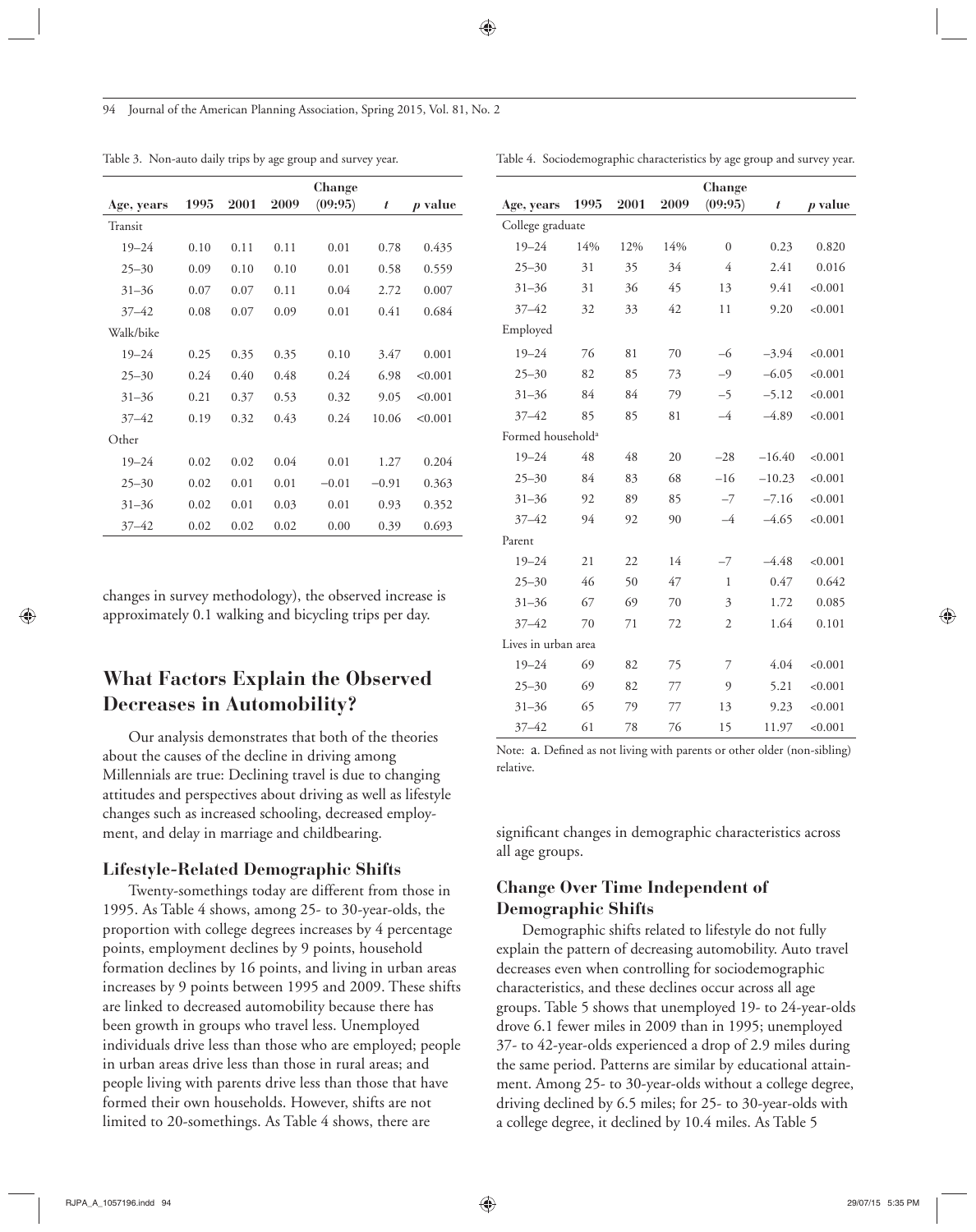Table 3. Non-auto daily trips by age group and survey year.

| Age, years | 1995 | 2001 | 2009 | Change (09:95) | *t* | *p* value |
|---|---|---|---|---|---|---|
| Transit | | | | | | |
| 19–24 | 0.10 | 0.11 | 0.11 | 0.01 | 0.78 | 0.435 |
| 25–30 | 0.09 | 0.10 | 0.10 | 0.01 | 0.58 | 0.559 |
| 31–36 | 0.07 | 0.07 | 0.11 | 0.04 | 2.72 | 0.007 |
| 37–42 | 0.08 | 0.07 | 0.09 | 0.01 | 0.41 | 0.684 |
| Walk/bike | | | | | | |
| 19–24 | 0.25 | 0.35 | 0.35 | 0.10 | 3.47 | 0.001 |
| 25–30 | 0.24 | 0.40 | 0.48 | 0.24 | 6.98 | <0.001 |
| 31–36 | 0.21 | 0.37 | 0.53 | 0.32 | 9.05 | <0.001 |
| 37–42 | 0.19 | 0.32 | 0.43 | 0.24 | 10.06 | <0.001 |
| Other | | | | | | |
| 19–24 | 0.02 | 0.02 | 0.04 | 0.01 | 1.27 | 0.204 |
| 25–30 | 0.02 | 0.01 | 0.01 | −0.01 | −0.91 | 0.363 |
| 31–36 | 0.02 | 0.01 | 0.03 | 0.01 | 0.93 | 0.352 |
| 37–42 | 0.02 | 0.02 | 0.02 | 0.00 | 0.39 | 0.693 |

changes in survey methodology), the observed increase is approximately 0.1 walking and bicycling trips per day.

## What Factors Explain the Observed Decreases in Automobility?

Our analysis demonstrates that both of the theories about the causes of the decline in driving among Millennials are true: Declining travel is due to changing attitudes and perspectives about driving as well as lifestyle changes such as increased schooling, decreased employment, and delay in marriage and childbearing.

### Lifestyle-Related Demographic Shifts

Twenty-somethings today are different from those in 1995. As Table 4 shows, among 25- to 30-year-olds, the proportion with college degrees increases by 4 percentage points, employment declines by 9 points, household formation declines by 16 points, and living in urban areas increases by 9 points between 1995 and 2009. These shifts are linked to decreased automobility because there has been growth in groups who travel less. Unemployed individuals drive less than those who are employed; people in urban areas drive less than those in rural areas; and people living with parents drive less than those that have formed their own households. However, shifts are not limited to 20-somethings. As Table 4 shows, there are significant changes in demographic characteristics across all age groups.

Table 4. Sociodemographic characteristics by age group and survey year.

| Age, years | 1995 | 2001 | 2009 | Change (09:95) | *t* | *p* value |
|---|---|---|---|---|---|---|
| College graduate | | | | | | |
| 19–24 | 14% | 12% | 14% | 0 | 0.23 | 0.820 |
| 25–30 | 31 | 35 | 34 | 4 | 2.41 | 0.016 |
| 31–36 | 31 | 36 | 45 | 13 | 9.41 | <0.001 |
| 37–42 | 32 | 33 | 42 | 11 | 9.20 | <0.001 |
| Employed | | | | | | |
| 19–24 | 76 | 81 | 70 | −6 | −3.94 | <0.001 |
| 25–30 | 82 | 85 | 73 | −9 | −6.05 | <0.001 |
| 31–36 | 84 | 84 | 79 | −5 | −5.12 | <0.001 |
| 37–42 | 85 | 85 | 81 | −4 | −4.89 | <0.001 |
| Formed household[a] | | | | | | |
| 19–24 | 48 | 48 | 20 | −28 | −16.40 | <0.001 |
| 25–30 | 84 | 83 | 68 | −16 | −10.23 | <0.001 |
| 31–36 | 92 | 89 | 85 | −7 | −7.16 | <0.001 |
| 37–42 | 94 | 92 | 90 | −4 | −4.65 | <0.001 |
| Parent | | | | | | |
| 19–24 | 21 | 22 | 14 | −7 | −4.48 | <0.001 |
| 25–30 | 46 | 50 | 47 | 1 | 0.47 | 0.642 |
| 31–36 | 67 | 69 | 70 | 3 | 1.72 | 0.085 |
| 37–42 | 70 | 71 | 72 | 2 | 1.64 | 0.101 |
| Lives in urban area | | | | | | |
| 19–24 | 69 | 82 | 75 | 7 | 4.04 | <0.001 |
| 25–30 | 69 | 82 | 77 | 9 | 5.21 | <0.001 |
| 31–36 | 65 | 79 | 77 | 13 | 9.23 | <0.001 |
| 37–42 | 61 | 78 | 76 | 15 | 11.97 | <0.001 |

Note: a. Defined as not living with parents or other older (non-sibling) relative.

### Change Over Time Independent of Demographic Shifts

Demographic shifts related to lifestyle do not fully explain the pattern of decreasing automobility. Auto travel decreases even when controlling for sociodemographic characteristics, and these declines occur across all age groups. Table 5 shows that unemployed 19- to 24-year-olds drove 6.1 fewer miles in 2009 than in 1995; unemployed 37- to 42-year-olds experienced a drop of 2.9 miles during the same period. Patterns are similar by educational attainment. Among 25- to 30-year-olds without a college degree, driving declined by 6.5 miles; for 25- to 30-year-olds with a college degree, it declined by 10.4 miles. As Table 5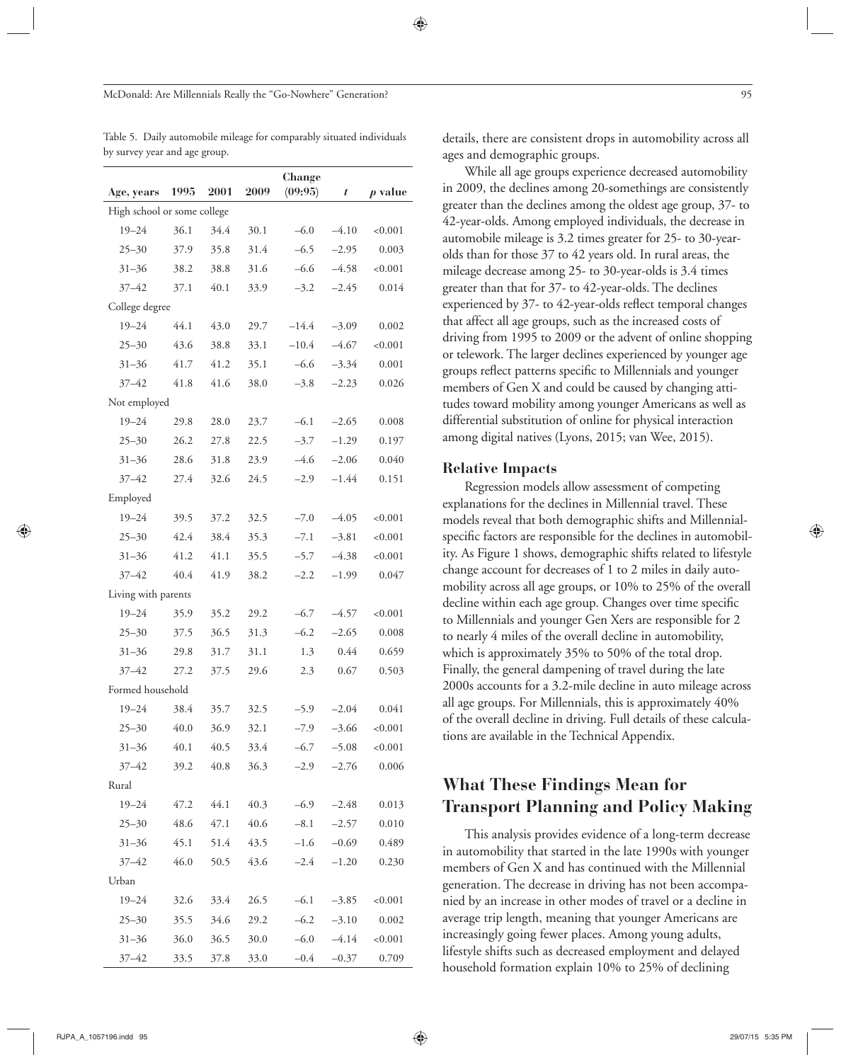Table 5. Daily automobile mileage for comparably situated individuals by survey year and age group.

| Age, years | 1995 | 2001 | 2009 | Change (09:95) | $t$ | $p$ value |
|---|---|---|---|---|---|---|
| High school or some college | | | | | | |
| 19–24 | 36.1 | 34.4 | 30.1 | –6.0 | –4.10 | <0.001 |
| 25–30 | 37.9 | 35.8 | 31.4 | –6.5 | –2.95 | 0.003 |
| 31–36 | 38.2 | 38.8 | 31.6 | –6.6 | –4.58 | <0.001 |
| 37–42 | 37.1 | 40.1 | 33.9 | –3.2 | –2.45 | 0.014 |
| College degree | | | | | | |
| 19–24 | 44.1 | 43.0 | 29.7 | –14.4 | –3.09 | 0.002 |
| 25–30 | 43.6 | 38.8 | 33.1 | –10.4 | –4.67 | <0.001 |
| 31–36 | 41.7 | 41.2 | 35.1 | –6.6 | –3.34 | 0.001 |
| 37–42 | 41.8 | 41.6 | 38.0 | –3.8 | –2.23 | 0.026 |
| Not employed | | | | | | |
| 19–24 | 29.8 | 28.0 | 23.7 | –6.1 | –2.65 | 0.008 |
| 25–30 | 26.2 | 27.8 | 22.5 | –3.7 | –1.29 | 0.197 |
| 31–36 | 28.6 | 31.8 | 23.9 | –4.6 | –2.06 | 0.040 |
| 37–42 | 27.4 | 32.6 | 24.5 | –2.9 | –1.44 | 0.151 |
| Employed | | | | | | |
| 19–24 | 39.5 | 37.2 | 32.5 | –7.0 | –4.05 | <0.001 |
| 25–30 | 42.4 | 38.4 | 35.3 | –7.1 | –3.81 | <0.001 |
| 31–36 | 41.2 | 41.1 | 35.5 | –5.7 | –4.38 | <0.001 |
| 37–42 | 40.4 | 41.9 | 38.2 | –2.2 | –1.99 | 0.047 |
| Living with parents | | | | | | |
| 19–24 | 35.9 | 35.2 | 29.2 | –6.7 | –4.57 | <0.001 |
| 25–30 | 37.5 | 36.5 | 31.3 | –6.2 | –2.65 | 0.008 |
| 31–36 | 29.8 | 31.7 | 31.1 | 1.3 | 0.44 | 0.659 |
| 37–42 | 27.2 | 37.5 | 29.6 | 2.3 | 0.67 | 0.503 |
| Formed household | | | | | | |
| 19–24 | 38.4 | 35.7 | 32.5 | –5.9 | –2.04 | 0.041 |
| 25–30 | 40.0 | 36.9 | 32.1 | –7.9 | –3.66 | <0.001 |
| 31–36 | 40.1 | 40.5 | 33.4 | –6.7 | –5.08 | <0.001 |
| 37–42 | 39.2 | 40.8 | 36.3 | –2.9 | –2.76 | 0.006 |
| Rural | | | | | | |
| 19–24 | 47.2 | 44.1 | 40.3 | –6.9 | –2.48 | 0.013 |
| 25–30 | 48.6 | 47.1 | 40.6 | –8.1 | –2.57 | 0.010 |
| 31–36 | 45.1 | 51.4 | 43.5 | –1.6 | –0.69 | 0.489 |
| 37–42 | 46.0 | 50.5 | 43.6 | –2.4 | –1.20 | 0.230 |
| Urban | | | | | | |
| 19–24 | 32.6 | 33.4 | 26.5 | –6.1 | –3.85 | <0.001 |
| 25–30 | 35.5 | 34.6 | 29.2 | –6.2 | –3.10 | 0.002 |
| 31–36 | 36.0 | 36.5 | 30.0 | –6.0 | –4.14 | <0.001 |
| 37–42 | 33.5 | 37.8 | 33.0 | –0.4 | –0.37 | 0.709 |

details, there are consistent drops in automobility across all ages and demographic groups.

While all age groups experience decreased automobility in 2009, the declines among 20-somethings are consistently greater than the declines among the oldest age group, 37- to 42-year-olds. Among employed individuals, the decrease in automobile mileage is 3.2 times greater for 25- to 30-year-olds than for those 37 to 42 years old. In rural areas, the mileage decrease among 25- to 30-year-olds is 3.4 times greater than that for 37- to 42-year-olds. The declines experienced by 37- to 42-year-olds reflect temporal changes that affect all age groups, such as the increased costs of driving from 1995 to 2009 or the advent of online shopping or telework. The larger declines experienced by younger age groups reflect patterns specific to Millennials and younger members of Gen X and could be caused by changing attitudes toward mobility among younger Americans as well as differential substitution of online for physical interaction among digital natives (Lyons, 2015; van Wee, 2015).

### Relative Impacts

Regression models allow assessment of competing explanations for the declines in Millennial travel. These models reveal that both demographic shifts and Millennial-specific factors are responsible for the declines in automobility. As Figure 1 shows, demographic shifts related to lifestyle change account for decreases of 1 to 2 miles in daily automobility across all age groups, or 10% to 25% of the overall decline within each age group. Changes over time specific to Millennials and younger Gen Xers are responsible for 2 to nearly 4 miles of the overall decline in automobility, which is approximately 35% to 50% of the total drop. Finally, the general dampening of travel during the late 2000s accounts for a 3.2-mile decline in auto mileage across all age groups. For Millennials, this is approximately 40% of the overall decline in driving. Full details of these calculations are available in the Technical Appendix.

## What These Findings Mean for Transport Planning and Policy Making

This analysis provides evidence of a long-term decrease in automobility that started in the late 1990s with younger members of Gen X and has continued with the Millennial generation. The decrease in driving has not been accompanied by an increase in other modes of travel or a decline in average trip length, meaning that younger Americans are increasingly going fewer places. Among young adults, lifestyle shifts such as decreased employment and delayed household formation explain 10% to 25% of declining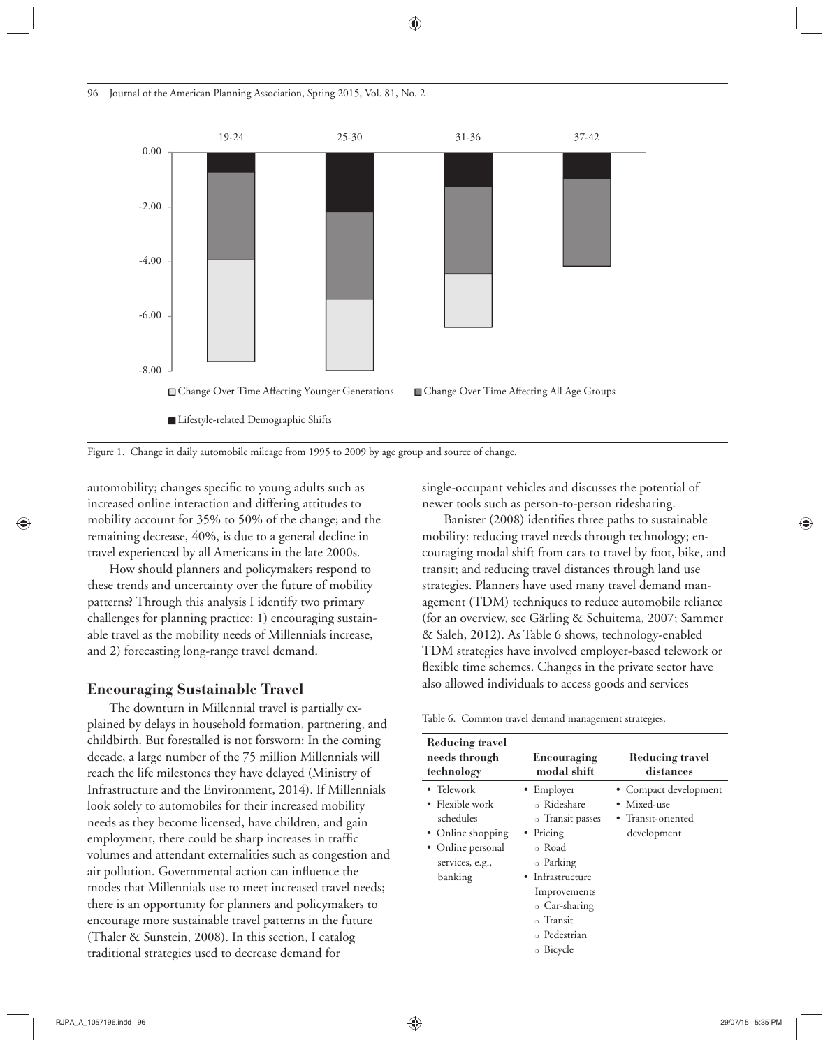Figure 1. Change in daily automobile mileage from 1995 to 2009 by age group and source of change.

automobility; changes specific to young adults such as increased online interaction and differing attitudes to mobility account for 35% to 50% of the change; and the remaining decrease, 40%, is due to a general decline in travel experienced by all Americans in the late 2000s.

How should planners and policymakers respond to these trends and uncertainty over the future of mobility patterns? Through this analysis I identify two primary challenges for planning practice: 1) encouraging sustainable travel as the mobility needs of Millennials increase, and 2) forecasting long-range travel demand.

## Encouraging Sustainable Travel

The downturn in Millennial travel is partially explained by delays in household formation, partnering, and childbirth. But forestalled is not forsworn: In the coming decade, a large number of the 75 million Millennials will reach the life milestones they have delayed (Ministry of Infrastructure and the Environment, 2014). If Millennials look solely to automobiles for their increased mobility needs as they become licensed, have children, and gain employment, there could be sharp increases in traffic volumes and attendant externalities such as congestion and air pollution. Governmental action can influence the modes that Millennials use to meet increased travel needs; there is an opportunity for planners and policymakers to encourage more sustainable travel patterns in the future (Thaler & Sunstein, 2008). In this section, I catalog traditional strategies used to decrease demand for single-occupant vehicles and discusses the potential of newer tools such as person-to-person ridesharing.

Banister (2008) identifies three paths to sustainable mobility: reducing travel needs through technology; encouraging modal shift from cars to travel by foot, bike, and transit; and reducing travel distances through land use strategies. Planners have used many travel demand management (TDM) techniques to reduce automobile reliance (for an overview, see Gärling & Schuitema, 2007; Sammer & Saleh, 2012). As Table 6 shows, technology-enabled TDM strategies have involved employer-based telework or flexible time schemes. Changes in the private sector have also allowed individuals to access goods and services

Table 6. Common travel demand management strategies.

| Reducing travel needs through technology | Encouraging modal shift | Reducing travel distances |
|---|---|---|
| • Telework<br>• Flexible work schedules<br>• Online shopping<br>• Online personal services, e.g., banking | • Employer<br>  ○ Rideshare<br>  ○ Transit passes<br>• Pricing<br>  ○ Road<br>  ○ Parking<br>• Infrastructure Improvements<br>  ○ Car-sharing<br>  ○ Transit<br>  ○ Pedestrian<br>  ○ Bicycle | • Compact development<br>• Mixed-use<br>• Transit-oriented development |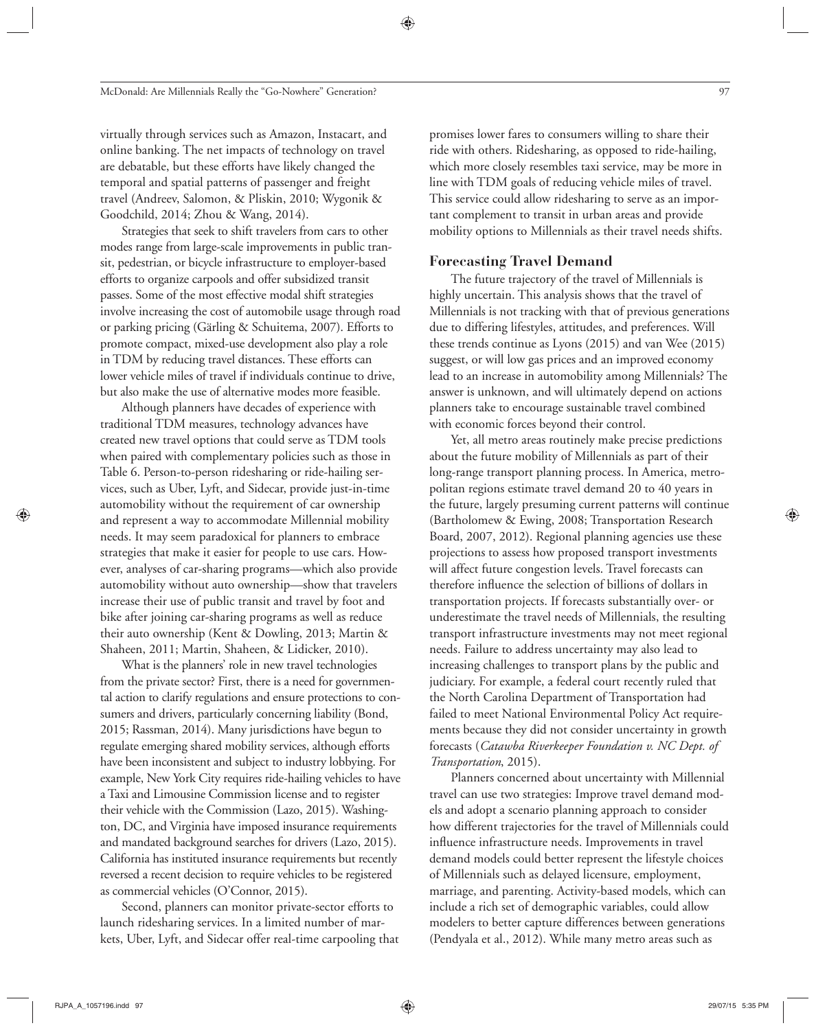virtually through services such as Amazon, Instacart, and online banking. The net impacts of technology on travel are debatable, but these efforts have likely changed the temporal and spatial patterns of passenger and freight travel (Andreev, Salomon, & Pliskin, 2010; Wygonik & Goodchild, 2014; Zhou & Wang, 2014).

Strategies that seek to shift travelers from cars to other modes range from large-scale improvements in public transit, pedestrian, or bicycle infrastructure to employer-based efforts to organize carpools and offer subsidized transit passes. Some of the most effective modal shift strategies involve increasing the cost of automobile usage through road or parking pricing (Gärling & Schuitema, 2007). Efforts to promote compact, mixed-use development also play a role in TDM by reducing travel distances. These efforts can lower vehicle miles of travel if individuals continue to drive, but also make the use of alternative modes more feasible.

Although planners have decades of experience with traditional TDM measures, technology advances have created new travel options that could serve as TDM tools when paired with complementary policies such as those in Table 6. Person-to-person ridesharing or ride-hailing services, such as Uber, Lyft, and Sidecar, provide just-in-time automobility without the requirement of car ownership and represent a way to accommodate Millennial mobility needs. It may seem paradoxical for planners to embrace strategies that make it easier for people to use cars. However, analyses of car-sharing programs—which also provide automobility without auto ownership—show that travelers increase their use of public transit and travel by foot and bike after joining car-sharing programs as well as reduce their auto ownership (Kent & Dowling, 2013; Martin & Shaheen, 2011; Martin, Shaheen, & Lidicker, 2010).

What is the planners' role in new travel technologies from the private sector? First, there is a need for governmental action to clarify regulations and ensure protections to consumers and drivers, particularly concerning liability (Bond, 2015; Rassman, 2014). Many jurisdictions have begun to regulate emerging shared mobility services, although efforts have been inconsistent and subject to industry lobbying. For example, New York City requires ride-hailing vehicles to have a Taxi and Limousine Commission license and to register their vehicle with the Commission (Lazo, 2015). Washington, DC, and Virginia have imposed insurance requirements and mandated background searches for drivers (Lazo, 2015). California has instituted insurance requirements but recently reversed a recent decision to require vehicles to be registered as commercial vehicles (O'Connor, 2015).

Second, planners can monitor private-sector efforts to launch ridesharing services. In a limited number of markets, Uber, Lyft, and Sidecar offer real-time carpooling that promises lower fares to consumers willing to share their ride with others. Ridesharing, as opposed to ride-hailing, which more closely resembles taxi service, may be more in line with TDM goals of reducing vehicle miles of travel. This service could allow ridesharing to serve as an important complement to transit in urban areas and provide mobility options to Millennials as their travel needs shifts.

## Forecasting Travel Demand

The future trajectory of the travel of Millennials is highly uncertain. This analysis shows that the travel of Millennials is not tracking with that of previous generations due to differing lifestyles, attitudes, and preferences. Will these trends continue as Lyons (2015) and van Wee (2015) suggest, or will low gas prices and an improved economy lead to an increase in automobility among Millennials? The answer is unknown, and will ultimately depend on actions planners take to encourage sustainable travel combined with economic forces beyond their control.

Yet, all metro areas routinely make precise predictions about the future mobility of Millennials as part of their long-range transport planning process. In America, metropolitan regions estimate travel demand 20 to 40 years in the future, largely presuming current patterns will continue (Bartholomew & Ewing, 2008; Transportation Research Board, 2007, 2012). Regional planning agencies use these projections to assess how proposed transport investments will affect future congestion levels. Travel forecasts can therefore influence the selection of billions of dollars in transportation projects. If forecasts substantially over- or underestimate the travel needs of Millennials, the resulting transport infrastructure investments may not meet regional needs. Failure to address uncertainty may also lead to increasing challenges to transport plans by the public and judiciary. For example, a federal court recently ruled that the North Carolina Department of Transportation had failed to meet National Environmental Policy Act requirements because they did not consider uncertainty in growth forecasts (*Catawba Riverkeeper Foundation v. NC Dept. of Transportation*, 2015).

Planners concerned about uncertainty with Millennial travel can use two strategies: Improve travel demand models and adopt a scenario planning approach to consider how different trajectories for the travel of Millennials could influence infrastructure needs. Improvements in travel demand models could better represent the lifestyle choices of Millennials such as delayed licensure, employment, marriage, and parenting. Activity-based models, which can include a rich set of demographic variables, could allow modelers to better capture differences between generations (Pendyala et al., 2012). While many metro areas such as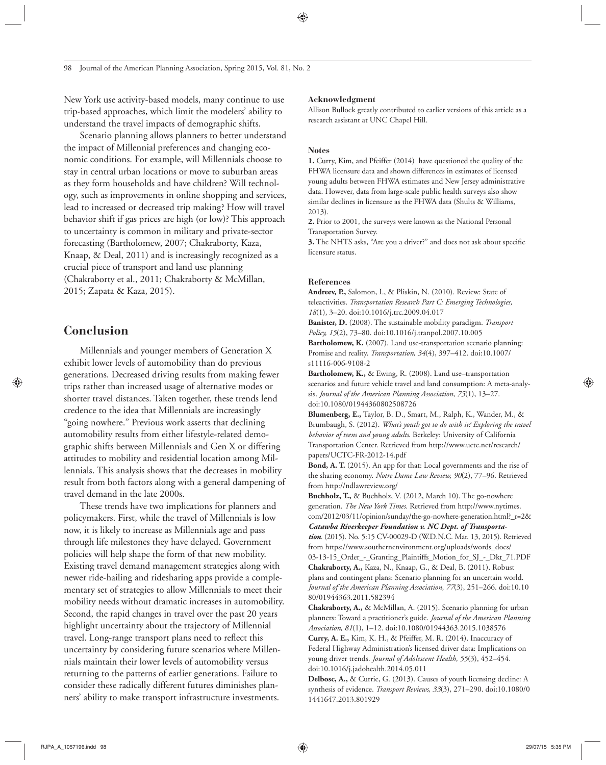New York use activity-based models, many continue to use trip-based approaches, which limit the modelers' ability to understand the travel impacts of demographic shifts.

Scenario planning allows planners to better understand the impact of Millennial preferences and changing economic conditions. For example, will Millennials choose to stay in central urban locations or move to suburban areas as they form households and have children? Will technology, such as improvements in online shopping and services, lead to increased or decreased trip making? How will travel behavior shift if gas prices are high (or low)? This approach to uncertainty is common in military and private-sector forecasting (Bartholomew, 2007; Chakraborty, Kaza, Knaap, & Deal, 2011) and is increasingly recognized as a crucial piece of transport and land use planning (Chakraborty et al., 2011; Chakraborty & McMillan, 2015; Zapata & Kaza, 2015).

## Conclusion

Millennials and younger members of Generation X exhibit lower levels of automobility than do previous generations. Decreased driving results from making fewer trips rather than increased usage of alternative modes or shorter travel distances. Taken together, these trends lend credence to the idea that Millennials are increasingly "going nowhere." Previous work asserts that declining automobility results from either lifestyle-related demographic shifts between Millennials and Gen X or differing attitudes to mobility and residential location among Millennials. This analysis shows that the decreases in mobility result from both factors along with a general dampening of travel demand in the late 2000s.

These trends have two implications for planners and policymakers. First, while the travel of Millennials is low now, it is likely to increase as Millennials age and pass through life milestones they have delayed. Government policies will help shape the form of that new mobility. Existing travel demand management strategies along with newer ride-hailing and ridesharing apps provide a complementary set of strategies to allow Millennials to meet their mobility needs without dramatic increases in automobility. Second, the rapid changes in travel over the past 20 years highlight uncertainty about the trajectory of Millennial travel. Long-range transport plans need to reflect this uncertainty by considering future scenarios where Millennials maintain their lower levels of automobility versus returning to the patterns of earlier generations. Failure to consider these radically different futures diminishes planners' ability to make transport infrastructure investments.

### Acknowledgment

Allison Bullock greatly contributed to earlier versions of this article as a research assistant at UNC Chapel Hill.

### Notes

**1.** Curry, Kim, and Pfeiffer (2014) have questioned the quality of the FHWA licensure data and shown differences in estimates of licensed young adults between FHWA estimates and New Jersey administrative data. However, data from large-scale public health surveys also show similar declines in licensure as the FHWA data (Shults & Williams, 2013).

**2.** Prior to 2001, the surveys were known as the National Personal Transportation Survey.

**3.** The NHTS asks, "Are you a driver?" and does not ask about specific licensure status.

### References

**Andreev, P.,** Salomon, I., & Pliskin, N. (2010). Review: State of teleactivities. *Transportation Research Part C: Emerging Technologies, 18*(1), 3–20. doi:10.1016/j.trc.2009.04.017

**Banister, D.** (2008). The sustainable mobility paradigm. *Transport Policy, 15*(2), 73–80. doi:10.1016/j.tranpol.2007.10.005

**Bartholomew, K.** (2007). Land use-transportation scenario planning: Promise and reality. *Transportation, 34*(4), 397–412. doi:10.1007/s11116-006-9108-2

**Bartholomew, K.,** & Ewing, R. (2008). Land use–transportation scenarios and future vehicle travel and land consumption: A meta-analysis. *Journal of the American Planning Association, 75*(1), 13–27. doi:10.1080/01944360802508726

**Blumenberg, E.,** Taylor, B. D., Smart, M., Ralph, K., Wander, M., & Brumbaugh, S. (2012). *What's youth got to do with it? Exploring the travel behavior of teens and young adults.* Berkeley: University of California Transportation Center. Retrieved from http://www.uctc.net/research/papers/UCTC-FR-2012-14.pdf

**Bond, A. T.** (2015). An app for that: Local governments and the rise of the sharing economy. *Notre Dame Law Review, 90*(2), 77–96. Retrieved from http://ndlawreview.org/

**Buchholz, T.,** & Buchholz, V. (2012, March 10). The go-nowhere generation. *The New York Times.* Retrieved from http://www.nytimes.com/2012/03/11/opinion/sunday/the-go-nowhere-generation.html?_r=2&

***Catawba Riverkeeper Foundation v. NC Dept. of Transportation.*** (2015). No. 5:15 CV-00029-D (W.D.N.C. Mar. 13, 2015). Retrieved from https://www.southernenvironment.org/uploads/words_docs/03-13-15_Order_-_Granting_Plaintiffs_Motion_for_SJ_-_Dkt_71.PDF

**Chakraborty, A.,** Kaza, N., Knaap, G., & Deal, B. (2011). Robust plans and contingent plans: Scenario planning for an uncertain world. *Journal of the American Planning Association, 77*(3), 251–266. doi:10.1080/01944363.2011.582394

**Chakraborty, A.,** & McMillan, A. (2015). Scenario planning for urban planners: Toward a practitioner's guide. *Journal of the American Planning Association, 81*(1), 1–12. doi:10.1080/01944363.2015.1038576

**Curry, A. E.,** Kim, K. H., & Pfeiffer, M. R. (2014). Inaccuracy of Federal Highway Administration's licensed driver data: Implications on young driver trends. *Journal of Adolescent Health, 55*(3), 452–454. doi:10.1016/j.jadohealth.2014.05.011

**Delbosc, A.,** & Currie, G. (2013). Causes of youth licensing decline: A synthesis of evidence. *Transport Reviews, 33*(3), 271–290. doi:10.1080/01441647.2013.801929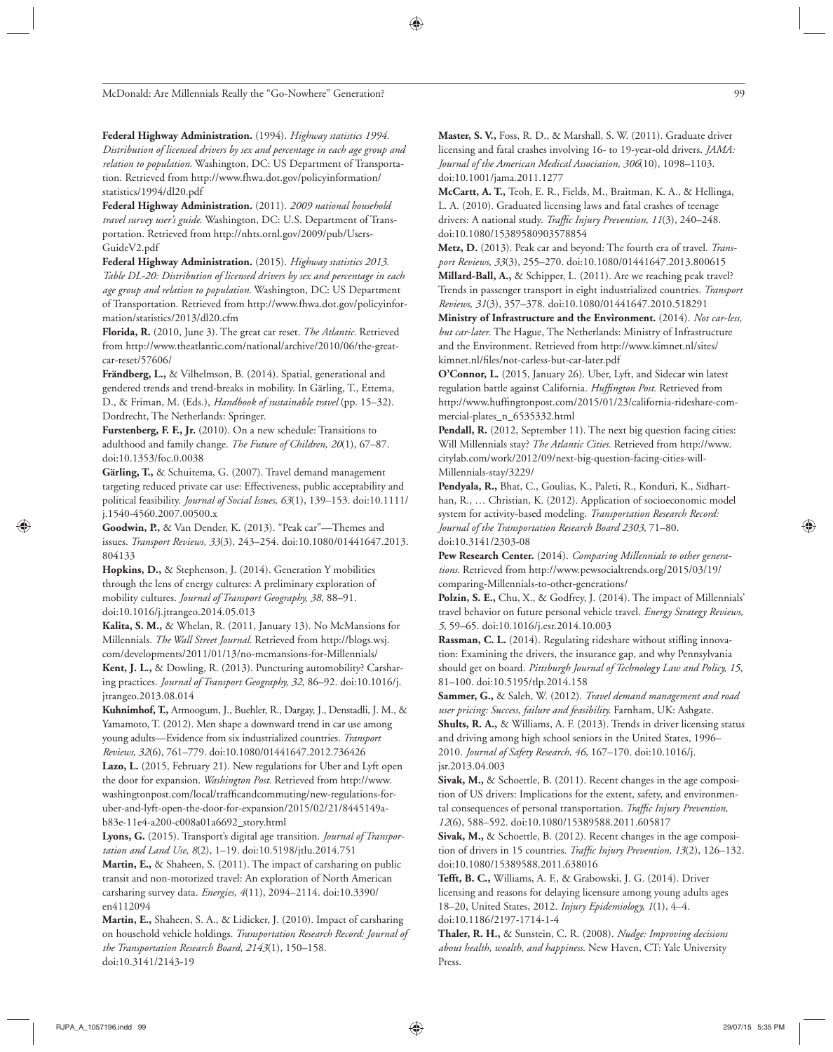**Federal Highway Administration.** (1994). *Highway statistics 1994. Distribution of licensed drivers by sex and percentage in each age group and relation to population.* Washington, DC: US Department of Transportation. Retrieved from http://www.fhwa.dot.gov/policyinformation/statistics/1994/dl20.pdf

**Federal Highway Administration.** (2011). *2009 national household travel survey user's guide.* Washington, DC: U.S. Department of Transportation. Retrieved from http://nhts.ornl.gov/2009/pub/UsersGuideV2.pdf

**Federal Highway Administration.** (2015). *Highway statistics 2013. Table DL-20: Distribution of licensed drivers by sex and percentage in each age group and relation to population.* Washington, DC: US Department of Transportation. Retrieved from http://www.fhwa.dot.gov/policyinformation/statistics/2013/dl20.cfm

**Florida, R.** (2010, June 3). The great car reset. *The Atlantic*. Retrieved from http://www.theatlantic.com/national/archive/2010/06/the-great-car-reset/57606/

**Frändberg, L.,** & Vilhelmson, B. (2014). Spatial, generational and gendered trends and trend-breaks in mobility. In Gärling, T., Ettema, D., & Friman, M. (Eds.), *Handbook of sustainable travel* (pp. 15–32). Dordrecht, The Netherlands: Springer.

**Furstenberg, F. F., Jr.** (2010). On a new schedule: Transitions to adulthood and family change. *The Future of Children, 20*(1), 67–87. doi:10.1353/foc.0.0038

**Gärling, T.,** & Schuitema, G. (2007). Travel demand management targeting reduced private car use: Effectiveness, public acceptability and political feasibility. *Journal of Social Issues, 63*(1), 139–153. doi:10.1111/j.1540-4560.2007.00500.x

**Goodwin, P.,** & Van Dender, K. (2013). "Peak car"—Themes and issues. *Transport Reviews, 33*(3), 243–254. doi:10.1080/01441647.2013.804133

**Hopkins, D.,** & Stephenson, J. (2014). Generation Y mobilities through the lens of energy cultures: A preliminary exploration of mobility cultures. *Journal of Transport Geography, 38*, 88–91. doi:10.1016/j.jtrangeo.2014.05.013

**Kalita, S. M.,** & Whelan, R. (2011, January 13). No McMansions for Millennials. *The Wall Street Journal.* Retrieved from http://blogs.wsj.com/developments/2011/01/13/no-mcmansions-for-Millennials/

**Kent, J. L.,** & Dowling, R. (2013). Puncturing automobility? Carsharing practices. *Journal of Transport Geography, 32*, 86–92. doi:10.1016/j.jtrangeo.2013.08.014

**Kuhnimhof, T.,** Armoogum, J., Buehler, R., Dargay, J., Denstadli, J. M., & Yamamoto, T. (2012). Men shape a downward trend in car use among young adults—Evidence from six industrialized countries. *Transport Reviews, 32*(6), 761–779. doi:10.1080/01441647.2012.736426

**Lazo, L.** (2015, February 21). New regulations for Uber and Lyft open the door for expansion. *Washington Post.* Retrieved from http://www.washingtonpost.com/local/trafficandcommuting/new-regulations-for-uber-and-lyft-open-the-door-for-expansion/2015/02/21/8445149a-b83e-11e4-a200-c008a01a6692_story.html

**Lyons, G.** (2015). Transport's digital age transition. *Journal of Transportation and Land Use, 8*(2), 1–19. doi:10.5198/jtlu.2014.751

**Martin, E.,** & Shaheen, S. (2011). The impact of carsharing on public transit and non-motorized travel: An exploration of North American carsharing survey data. *Energies, 4*(11), 2094–2114. doi:10.3390/en4112094

**Martin, E.,** Shaheen, S. A., & Lidicker, J. (2010). Impact of carsharing on household vehicle holdings. *Transportation Research Record: Journal of the Transportation Research Board, 2143*(1), 150–158. doi:10.3141/2143-19

**Master, S. V.,** Foss, R. D., & Marshall, S. W. (2011). Graduate driver licensing and fatal crashes involving 16- to 19-year-old drivers. *JAMA: Journal of the American Medical Association, 306*(10), 1098–1103. doi:10.1001/jama.2011.1277

**McCartt, A. T.,** Teoh, E. R., Fields, M., Braitman, K. A., & Hellinga, L. A. (2010). Graduated licensing laws and fatal crashes of teenage drivers: A national study. *Traffic Injury Prevention, 11*(3), 240–248. doi:10.1080/15389580903578854

**Metz, D.** (2013). Peak car and beyond: The fourth era of travel. *Transport Reviews, 33*(3), 255–270. doi:10.1080/01441647.2013.800615

**Millard-Ball, A.,** & Schipper, L. (2011). Are we reaching peak travel? Trends in passenger transport in eight industrialized countries. *Transport Reviews, 31*(3), 357–378. doi:10.1080/01441647.2010.518291

**Ministry of Infrastructure and the Environment.** (2014). *Not car-less, but car-later*. The Hague, The Netherlands: Ministry of Infrastructure and the Environment. Retrieved from http://www.kimnet.nl/sites/kimnet.nl/files/not-carless-but-car-later.pdf

**O'Connor, L.** (2015, January 26). Uber, Lyft, and Sidecar win latest regulation battle against California. *Huffington Post.* Retrieved from http://www.huffingtonpost.com/2015/01/23/california-rideshare-commercial-plates_n_6535332.html

**Pendall, R.** (2012, September 11). The next big question facing cities: Will Millennials stay? *The Atlantic Cities.* Retrieved from http://www.citylab.com/work/2012/09/next-big-question-facing-cities-will-Millennials-stay/3229/

**Pendyala, R.,** Bhat, C., Goulias, K., Paleti, R., Konduri, K., Sidharthan, R., … Christian, K. (2012). Application of socioeconomic model system for activity-based modeling. *Transportation Research Record: Journal of the Transportation Research Board 2303*, 71–80. doi:10.3141/2303-08

**Pew Research Center.** (2014). *Comparing Millennials to other generations.* Retrieved from http://www.pewsocialtrends.org/2015/03/19/comparing-Millennials-to-other-generations/

**Polzin, S. E.,** Chu, X., & Godfrey, J. (2014). The impact of Millennials' travel behavior on future personal vehicle travel. *Energy Strategy Reviews, 5*, 59–65. doi:10.1016/j.esr.2014.10.003

**Rassman, C. L.** (2014). Regulating rideshare without stifling innovation: Examining the drivers, the insurance gap, and why Pennsylvania should get on board. *Pittsburgh Journal of Technology Law and Policy, 15*, 81–100. doi:10.5195/tlp.2014.158

**Sammer, G.,** & Saleh, W. (2012). *Travel demand management and road user pricing: Success, failure and feasibility.* Farnham, UK: Ashgate.

**Shults, R. A.,** & Williams, A. F. (2013). Trends in driver licensing status and driving among high school seniors in the United States, 1996–2010. *Journal of Safety Research, 46*, 167–170. doi:10.1016/j.jsr.2013.04.003

**Sivak, M.,** & Schoettle, B. (2011). Recent changes in the age composition of US drivers: Implications for the extent, safety, and environmental consequences of personal transportation. *Traffic Injury Prevention, 12*(6), 588–592. doi:10.1080/15389588.2011.605817

**Sivak, M.,** & Schoettle, B. (2012). Recent changes in the age composition of drivers in 15 countries. *Traffic Injury Prevention, 13*(2), 126–132. doi:10.1080/15389588.2011.638016

**Tefft, B. C.,** Williams, A. F., & Grabowski, J. G. (2014). Driver licensing and reasons for delaying licensure among young adults ages 18–20, United States, 2012. *Injury Epidemiology, 1*(1), 4–4. doi:10.1186/2197-1714-1-4

**Thaler, R. H.,** & Sunstein, C. R. (2008). *Nudge: Improving decisions about health, wealth, and happiness*. New Haven, CT: Yale University Press.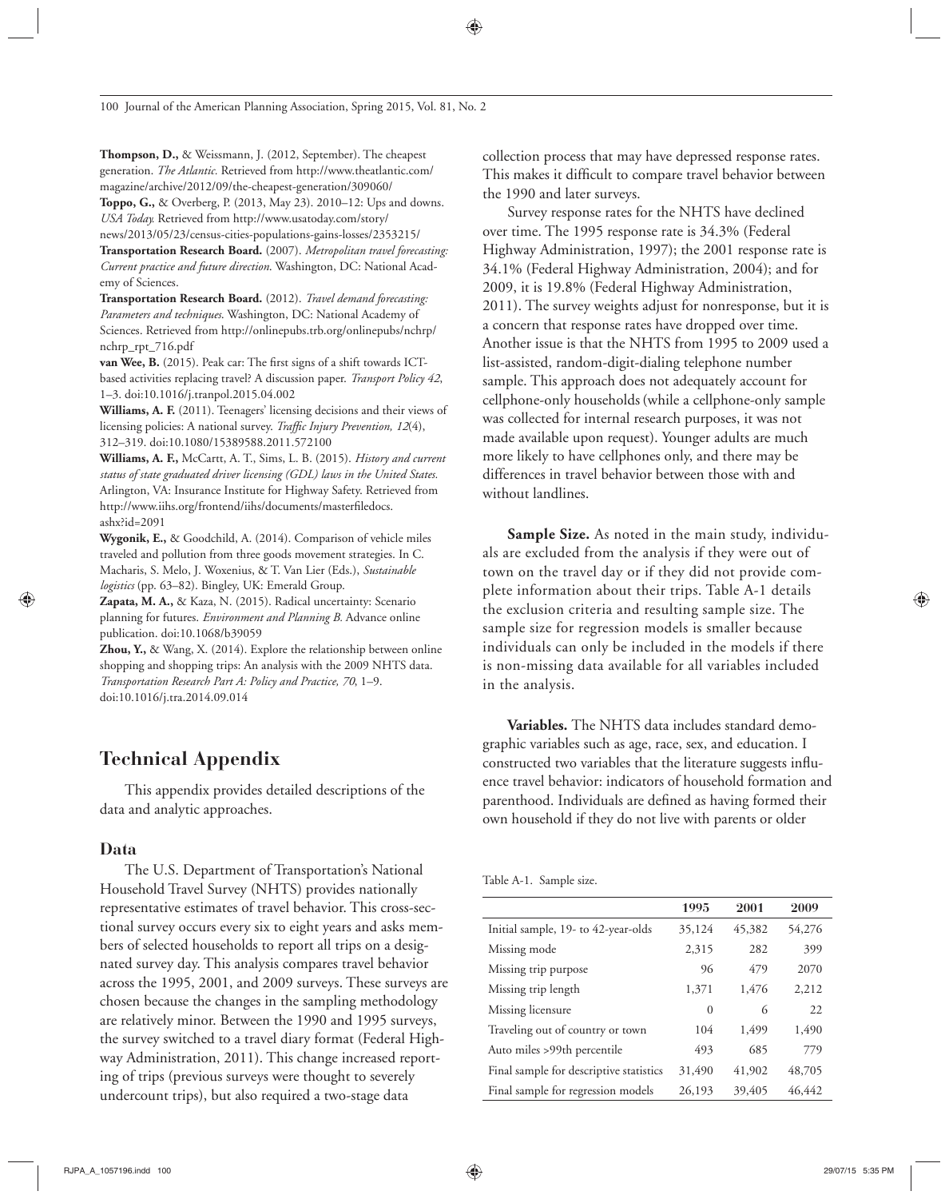**Thompson, D.,** & Weissmann, J. (2012, September). The cheapest generation. *The Atlantic*. Retrieved from http://www.theatlantic.com/magazine/archive/2012/09/the-cheapest-generation/309060/

**Toppo, G.,** & Overberg, P. (2013, May 23). 2010–12: Ups and downs. *USA Today.* Retrieved from http://www.usatoday.com/story/news/2013/05/23/census-cities-populations-gains-losses/2353215/

**Transportation Research Board.** (2007). *Metropolitan travel forecasting: Current practice and future direction*. Washington, DC: National Academy of Sciences.

**Transportation Research Board.** (2012). *Travel demand forecasting: Parameters and techniques*. Washington, DC: National Academy of Sciences. Retrieved from http://onlinepubs.trb.org/onlinepubs/nchrp/nchrp_rpt_716.pdf

**van Wee, B.** (2015). Peak car: The first signs of a shift towards ICT-based activities replacing travel? A discussion paper. *Transport Policy 42*, 1–3. doi:10.1016/j.tranpol.2015.04.002

**Williams, A. F.** (2011). Teenagers' licensing decisions and their views of licensing policies: A national survey. *Traffic Injury Prevention, 12*(4), 312–319. doi:10.1080/15389588.2011.572100

**Williams, A. F.,** McCartt, A. T., Sims, L. B. (2015). *History and current status of state graduated driver licensing (GDL) laws in the United States.* Arlington, VA: Insurance Institute for Highway Safety. Retrieved from http://www.iihs.org/frontend/iihs/documents/masterfiledocs.ashx?id=2091

**Wygonik, E.,** & Goodchild, A. (2014). Comparison of vehicle miles traveled and pollution from three goods movement strategies. In C. Macharis, S. Melo, J. Woxenius, & T. Van Lier (Eds.), *Sustainable logistics* (pp. 63–82). Bingley, UK: Emerald Group.

**Zapata, M. A.,** & Kaza, N. (2015). Radical uncertainty: Scenario planning for futures. *Environment and Planning B.* Advance online publication. doi:10.1068/b39059

**Zhou, Y.,** & Wang, X. (2014). Explore the relationship between online shopping and shopping trips: An analysis with the 2009 NHTS data. *Transportation Research Part A: Policy and Practice, 70*, 1–9. doi:10.1016/j.tra.2014.09.014

# Technical Appendix

This appendix provides detailed descriptions of the data and analytic approaches.

## Data

The U.S. Department of Transportation's National Household Travel Survey (NHTS) provides nationally representative estimates of travel behavior. This cross-sectional survey occurs every six to eight years and asks members of selected households to report all trips on a designated survey day. This analysis compares travel behavior across the 1995, 2001, and 2009 surveys. These surveys are chosen because the changes in the sampling methodology are relatively minor. Between the 1990 and 1995 surveys, the survey switched to a travel diary format (Federal Highway Administration, 2011). This change increased reporting of trips (previous surveys were thought to severely undercount trips), but also required a two-stage data collection process that may have depressed response rates. This makes it difficult to compare travel behavior between the 1990 and later surveys.

Survey response rates for the NHTS have declined over time. The 1995 response rate is 34.3% (Federal Highway Administration, 1997); the 2001 response rate is 34.1% (Federal Highway Administration, 2004); and for 2009, it is 19.8% (Federal Highway Administration, 2011). The survey weights adjust for nonresponse, but it is a concern that response rates have dropped over time. Another issue is that the NHTS from 1995 to 2009 used a list-assisted, random-digit-dialing telephone number sample. This approach does not adequately account for cellphone-only households (while a cellphone-only sample was collected for internal research purposes, it was not made available upon request). Younger adults are much more likely to have cellphones only, and there may be differences in travel behavior between those with and without landlines.

**Sample Size.** As noted in the main study, individuals are excluded from the analysis if they were out of town on the travel day or if they did not provide complete information about their trips. Table A-1 details the exclusion criteria and resulting sample size. The sample size for regression models is smaller because individuals can only be included in the models if there is non-missing data available for all variables included in the analysis.

**Variables.** The NHTS data includes standard demographic variables such as age, race, sex, and education. I constructed two variables that the literature suggests influence travel behavior: indicators of household formation and parenthood. Individuals are defined as having formed their own household if they do not live with parents or older

Table A-1. Sample size.

| | 1995 | 2001 | 2009 |
|---|---|---|---|
| Initial sample, 19- to 42-year-olds | 35,124 | 45,382 | 54,276 |
| Missing mode | 2,315 | 282 | 399 |
| Missing trip purpose | 96 | 479 | 2070 |
| Missing trip length | 1,371 | 1,476 | 2,212 |
| Missing licensure | 0 | 6 | 22 |
| Traveling out of country or town | 104 | 1,499 | 1,490 |
| Auto miles >99th percentile | 493 | 685 | 779 |
| Final sample for descriptive statistics | 31,490 | 41,902 | 48,705 |
| Final sample for regression models | 26,193 | 39,405 | 46,442 |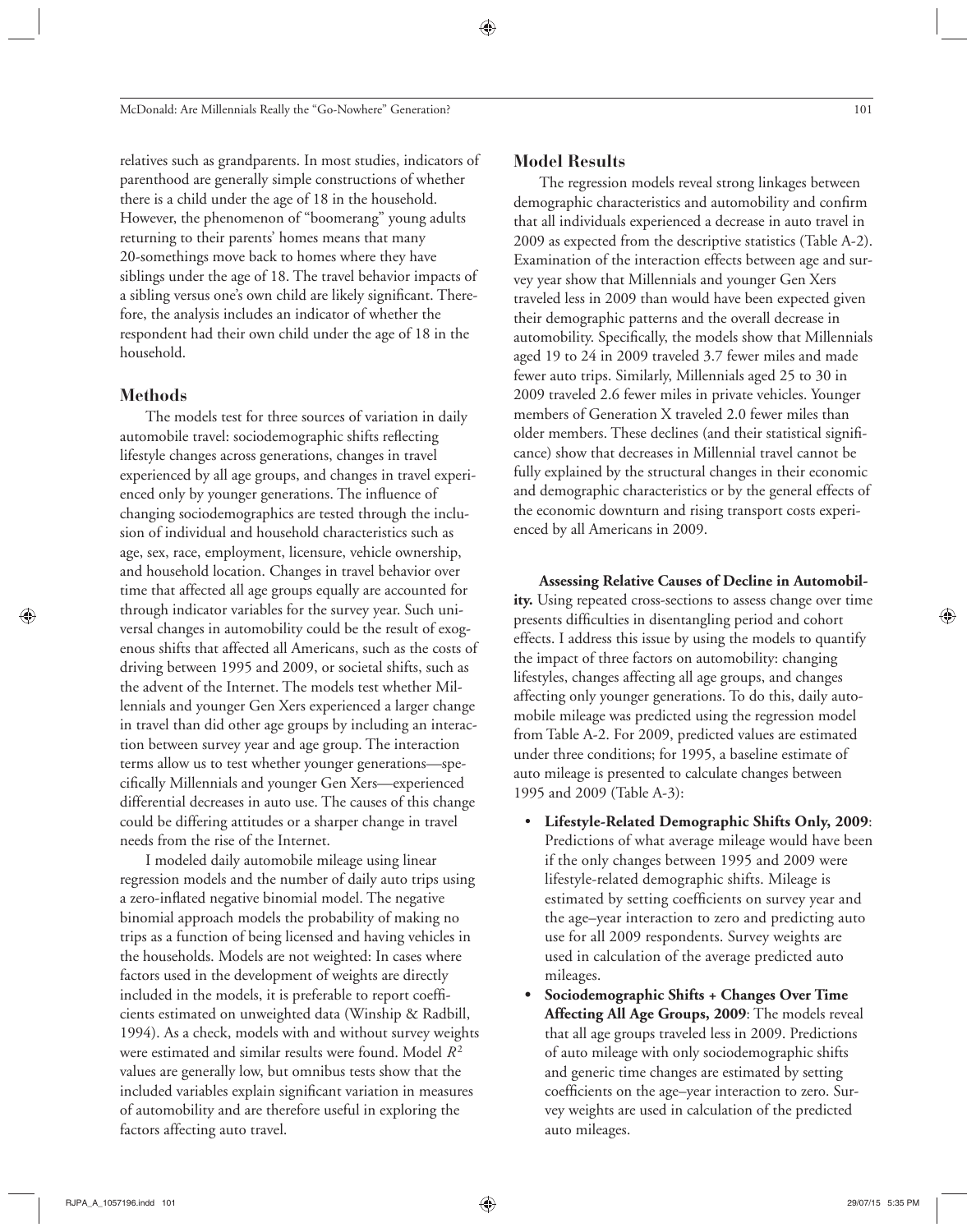relatives such as grandparents. In most studies, indicators of parenthood are generally simple constructions of whether there is a child under the age of 18 in the household. However, the phenomenon of "boomerang" young adults returning to their parents' homes means that many 20-somethings move back to homes where they have siblings under the age of 18. The travel behavior impacts of a sibling versus one's own child are likely significant. Therefore, the analysis includes an indicator of whether the respondent had their own child under the age of 18 in the household.

### Methods

The models test for three sources of variation in daily automobile travel: sociodemographic shifts reflecting lifestyle changes across generations, changes in travel experienced by all age groups, and changes in travel experienced only by younger generations. The influence of changing sociodemographics are tested through the inclusion of individual and household characteristics such as age, sex, race, employment, licensure, vehicle ownership, and household location. Changes in travel behavior over time that affected all age groups equally are accounted for through indicator variables for the survey year. Such universal changes in automobility could be the result of exogenous shifts that affected all Americans, such as the costs of driving between 1995 and 2009, or societal shifts, such as the advent of the Internet. The models test whether Millennials and younger Gen Xers experienced a larger change in travel than did other age groups by including an interaction between survey year and age group. The interaction terms allow us to test whether younger generations—specifically Millennials and younger Gen Xers—experienced differential decreases in auto use. The causes of this change could be differing attitudes or a sharper change in travel needs from the rise of the Internet.

I modeled daily automobile mileage using linear regression models and the number of daily auto trips using a zero-inflated negative binomial model. The negative binomial approach models the probability of making no trips as a function of being licensed and having vehicles in the households. Models are not weighted: In cases where factors used in the development of weights are directly included in the models, it is preferable to report coefficients estimated on unweighted data (Winship & Radbill, 1994). As a check, models with and without survey weights were estimated and similar results were found. Model $R^2$ values are generally low, but omnibus tests show that the included variables explain significant variation in measures of automobility and are therefore useful in exploring the factors affecting auto travel.

### Model Results

The regression models reveal strong linkages between demographic characteristics and automobility and confirm that all individuals experienced a decrease in auto travel in 2009 as expected from the descriptive statistics (Table A-2). Examination of the interaction effects between age and survey year show that Millennials and younger Gen Xers traveled less in 2009 than would have been expected given their demographic patterns and the overall decrease in automobility. Specifically, the models show that Millennials aged 19 to 24 in 2009 traveled 3.7 fewer miles and made fewer auto trips. Similarly, Millennials aged 25 to 30 in 2009 traveled 2.6 fewer miles in private vehicles. Younger members of Generation X traveled 2.0 fewer miles than older members. These declines (and their statistical significance) show that decreases in Millennial travel cannot be fully explained by the structural changes in their economic and demographic characteristics or by the general effects of the economic downturn and rising transport costs experienced by all Americans in 2009.

**Assessing Relative Causes of Decline in Automobility.** Using repeated cross-sections to assess change over time presents difficulties in disentangling period and cohort effects. I address this issue by using the models to quantify the impact of three factors on automobility: changing lifestyles, changes affecting all age groups, and changes affecting only younger generations. To do this, daily automobile mileage was predicted using the regression model from Table A-2. For 2009, predicted values are estimated under three conditions; for 1995, a baseline estimate of auto mileage is presented to calculate changes between 1995 and 2009 (Table A-3):

- **Lifestyle-Related Demographic Shifts Only, 2009**: Predictions of what average mileage would have been if the only changes between 1995 and 2009 were lifestyle-related demographic shifts. Mileage is estimated by setting coefficients on survey year and the age–year interaction to zero and predicting auto use for all 2009 respondents. Survey weights are used in calculation of the average predicted auto mileages.
- **Sociodemographic Shifts + Changes Over Time Affecting All Age Groups, 2009**: The models reveal that all age groups traveled less in 2009. Predictions of auto mileage with only sociodemographic shifts and generic time changes are estimated by setting coefficients on the age–year interaction to zero. Survey weights are used in calculation of the predicted auto mileages.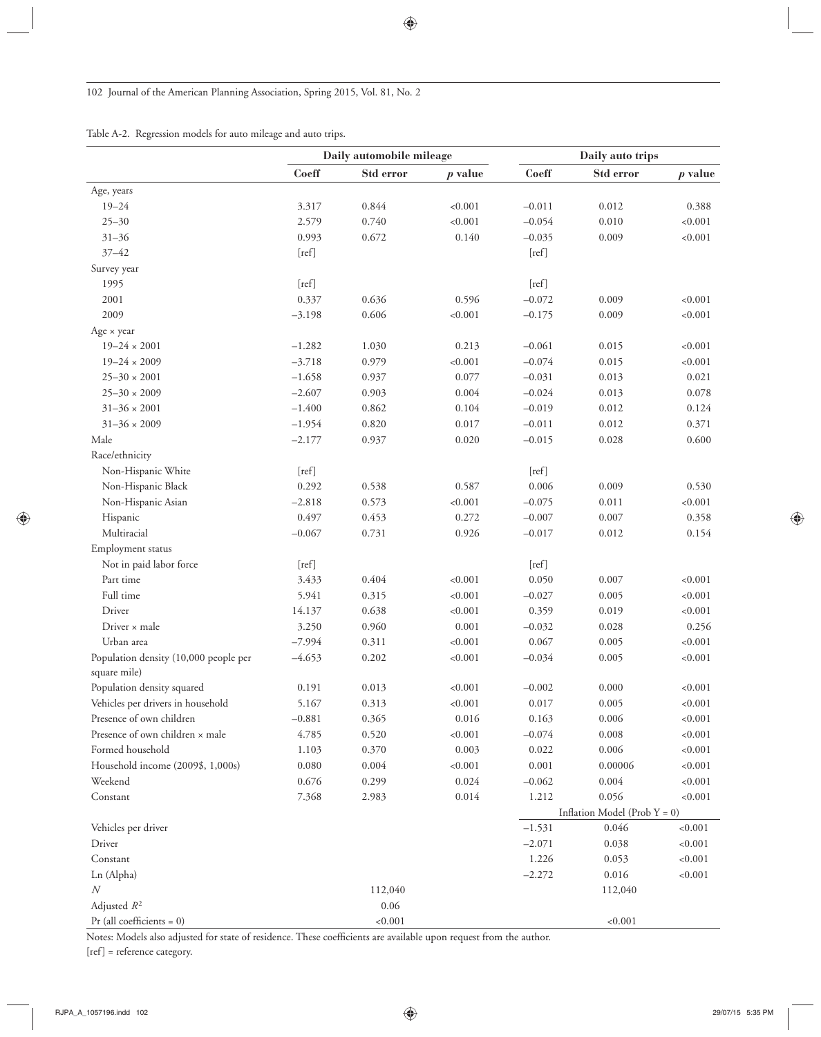Table A-2. Regression models for auto mileage and auto trips.

| | Daily automobile mileage | | | Daily auto trips | | |
|---|---|---|---|---|---|---|
| | **Coeff** | **Std error** | ***p* value** | **Coeff** | **Std error** | ***p* value** |
| Age, years | | | | | | |
| 19–24 | 3.317 | 0.844 | <0.001 | −0.011 | 0.012 | 0.388 |
| 25–30 | 2.579 | 0.740 | <0.001 | −0.054 | 0.010 | <0.001 |
| 31–36 | 0.993 | 0.672 | 0.140 | −0.035 | 0.009 | <0.001 |
| 37–42 | [ref] | | | [ref] | | |
| Survey year | | | | | | |
| 1995 | [ref] | | | [ref] | | |
| 2001 | 0.337 | 0.636 | 0.596 | −0.072 | 0.009 | <0.001 |
| 2009 | −3.198 | 0.606 | <0.001 | −0.175 | 0.009 | <0.001 |
| Age × year | | | | | | |
| 19–24 × 2001 | −1.282 | 1.030 | 0.213 | −0.061 | 0.015 | <0.001 |
| 19–24 × 2009 | −3.718 | 0.979 | <0.001 | −0.074 | 0.015 | <0.001 |
| 25–30 × 2001 | −1.658 | 0.937 | 0.077 | −0.031 | 0.013 | 0.021 |
| 25–30 × 2009 | −2.607 | 0.903 | 0.004 | −0.024 | 0.013 | 0.078 |
| 31–36 × 2001 | −1.400 | 0.862 | 0.104 | −0.019 | 0.012 | 0.124 |
| 31–36 × 2009 | −1.954 | 0.820 | 0.017 | −0.011 | 0.012 | 0.371 |
| Male | −2.177 | 0.937 | 0.020 | −0.015 | 0.028 | 0.600 |
| Race/ethnicity | | | | | | |
| Non-Hispanic White | [ref] | | | [ref] | | |
| Non-Hispanic Black | 0.292 | 0.538 | 0.587 | 0.006 | 0.009 | 0.530 |
| Non-Hispanic Asian | −2.818 | 0.573 | <0.001 | −0.075 | 0.011 | <0.001 |
| Hispanic | 0.497 | 0.453 | 0.272 | −0.007 | 0.007 | 0.358 |
| Multiracial | −0.067 | 0.731 | 0.926 | −0.017 | 0.012 | 0.154 |
| Employment status | | | | | | |
| Not in paid labor force | [ref] | | | [ref] | | |
| Part time | 3.433 | 0.404 | <0.001 | 0.050 | 0.007 | <0.001 |
| Full time | 5.941 | 0.315 | <0.001 | −0.027 | 0.005 | <0.001 |
| Driver | 14.137 | 0.638 | <0.001 | 0.359 | 0.019 | <0.001 |
| Driver × male | 3.250 | 0.960 | 0.001 | −0.032 | 0.028 | 0.256 |
| Urban area | −7.994 | 0.311 | <0.001 | 0.067 | 0.005 | <0.001 |
| Population density (10,000 people per square mile) | −4.653 | 0.202 | <0.001 | −0.034 | 0.005 | <0.001 |
| Population density squared | 0.191 | 0.013 | <0.001 | −0.002 | 0.000 | <0.001 |
| Vehicles per drivers in household | 5.167 | 0.313 | <0.001 | 0.017 | 0.005 | <0.001 |
| Presence of own children | −0.881 | 0.365 | 0.016 | 0.163 | 0.006 | <0.001 |
| Presence of own children × male | 4.785 | 0.520 | <0.001 | −0.074 | 0.008 | <0.001 |
| Formed household | 1.103 | 0.370 | 0.003 | 0.022 | 0.006 | <0.001 |
| Household income (2009$, 1,000s) | 0.080 | 0.004 | <0.001 | 0.001 | 0.00006 | <0.001 |
| Weekend | 0.676 | 0.299 | 0.024 | −0.062 | 0.004 | <0.001 |
| Constant | 7.368 | 2.983 | 0.014 | 1.212 | 0.056 | <0.001 |
| | | | | Inflation Model (Prob Y = 0) | | |
| Vehicles per driver | | | | −1.531 | 0.046 | <0.001 |
| Driver | | | | −2.071 | 0.038 | <0.001 |
| Constant | | | | 1.226 | 0.053 | <0.001 |
| Ln (Alpha) | | | | −2.272 | 0.016 | <0.001 |
| $N$ | | 112,040 | | | 112,040 | |
| Adjusted $R^2$ | | 0.06 | | | | |
| Pr (all coefficients = 0) | | <0.001 | | | <0.001 | |

Notes: Models also adjusted for state of residence. These coefficients are available upon request from the author.
[ref] = reference category.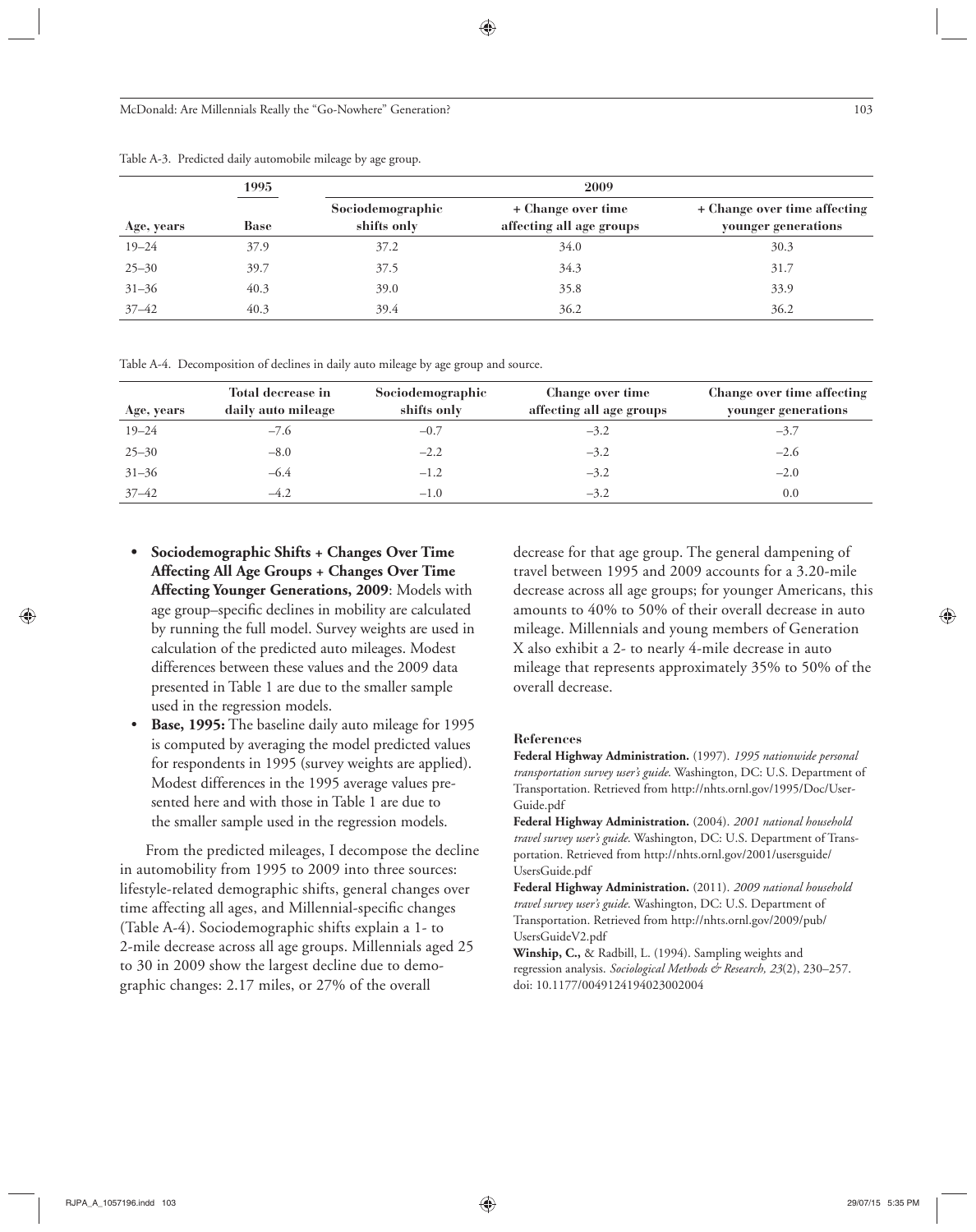Table A-3. Predicted daily automobile mileage by age group.

| | 1995 | 2009 | | |
|---|---|---|---|---|
| Age, years | Base | Sociodemographic shifts only | + Change over time affecting all age groups | + Change over time affecting younger generations |
| 19–24 | 37.9 | 37.2 | 34.0 | 30.3 |
| 25–30 | 39.7 | 37.5 | 34.3 | 31.7 |
| 31–36 | 40.3 | 39.0 | 35.8 | 33.9 |
| 37–42 | 40.3 | 39.4 | 36.2 | 36.2 |

Table A-4. Decomposition of declines in daily auto mileage by age group and source.

| Age, years | Total decrease in daily auto mileage | Sociodemographic shifts only | Change over time affecting all age groups | Change over time affecting younger generations |
|---|---|---|---|---|
| 19–24 | −7.6 | −0.7 | −3.2 | −3.7 |
| 25–30 | −8.0 | −2.2 | −3.2 | −2.6 |
| 31–36 | −6.4 | −1.2 | −3.2 | −2.0 |
| 37–42 | −4.2 | −1.0 | −3.2 | 0.0 |

- **Sociodemographic Shifts + Changes Over Time Affecting All Age Groups + Changes Over Time Affecting Younger Generations, 2009**: Models with age group–specific declines in mobility are calculated by running the full model. Survey weights are used in calculation of the predicted auto mileages. Modest differences between these values and the 2009 data presented in Table 1 are due to the smaller sample used in the regression models.
- **Base, 1995:** The baseline daily auto mileage for 1995 is computed by averaging the model predicted values for respondents in 1995 (survey weights are applied). Modest differences in the 1995 average values presented here and with those in Table 1 are due to the smaller sample used in the regression models.

From the predicted mileages, I decompose the decline in automobility from 1995 to 2009 into three sources: lifestyle-related demographic shifts, general changes over time affecting all ages, and Millennial-specific changes (Table A-4). Sociodemographic shifts explain a 1- to 2-mile decrease across all age groups. Millennials aged 25 to 30 in 2009 show the largest decline due to demographic changes: 2.17 miles, or 27% of the overall decrease for that age group. The general dampening of travel between 1995 and 2009 accounts for a 3.20-mile decrease across all age groups; for younger Americans, this amounts to 40% to 50% of their overall decrease in auto mileage. Millennials and young members of Generation X also exhibit a 2- to nearly 4-mile decrease in auto mileage that represents approximately 35% to 50% of the overall decrease.

### References

**Federal Highway Administration.** (1997). *1995 nationwide personal transportation survey user's guide*. Washington, DC: U.S. Department of Transportation. Retrieved from http://nhts.ornl.gov/1995/Doc/User-Guide.pdf

**Federal Highway Administration.** (2004). *2001 national household travel survey user's guide*. Washington, DC: U.S. Department of Transportation. Retrieved from http://nhts.ornl.gov/2001/usersguide/UsersGuide.pdf

**Federal Highway Administration.** (2011). *2009 national household travel survey user's guide*. Washington, DC: U.S. Department of Transportation. Retrieved from http://nhts.ornl.gov/2009/pub/UsersGuideV2.pdf

**Winship, C.,** & Radbill, L. (1994). Sampling weights and regression analysis. *Sociological Methods & Research, 23*(2), 230–257. doi: 10.1177/0049124194023002004